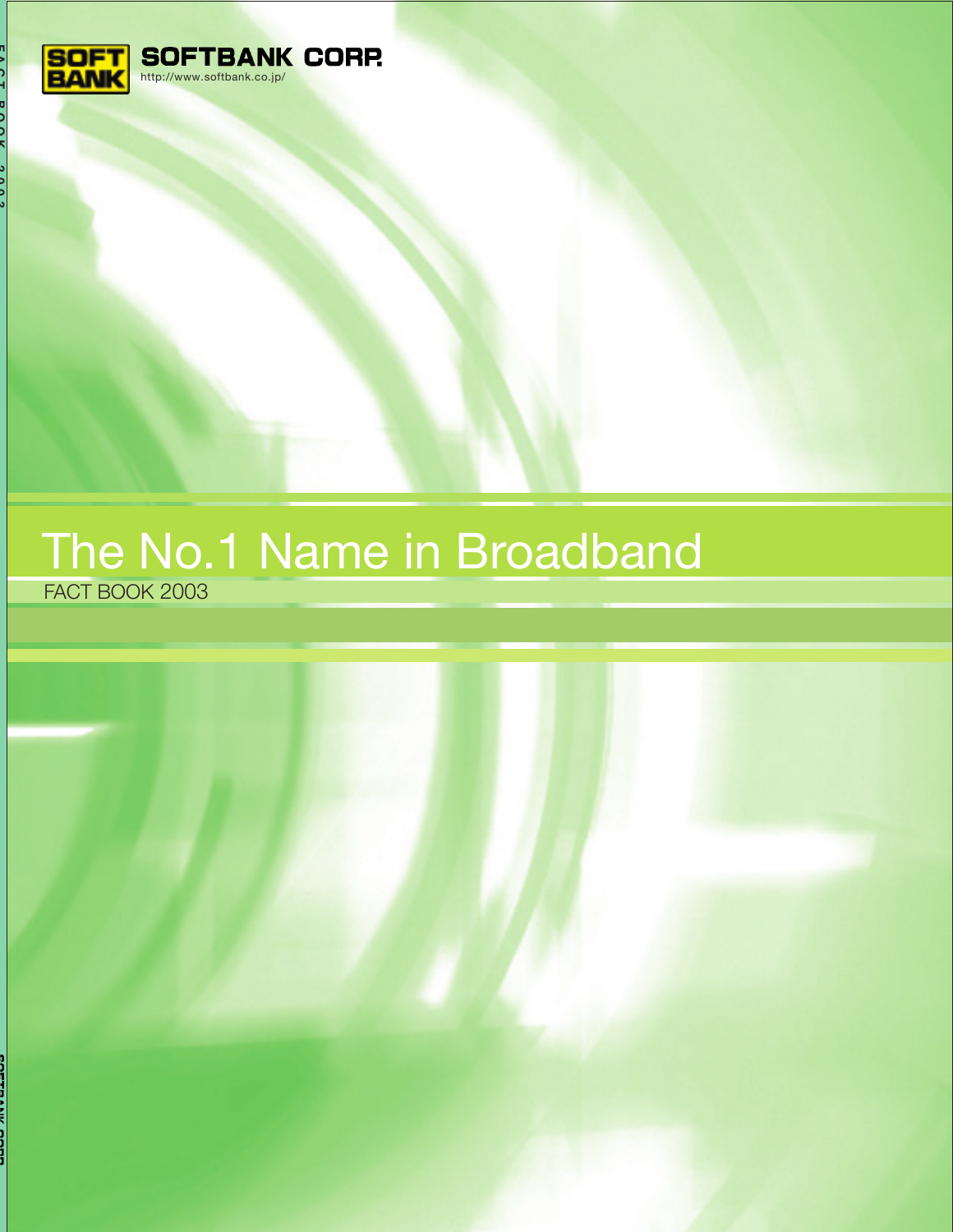SOFT BANK

SOFTBANK CORP.

http://www.softbank.co.jp/

# The No.1 Name in Broadband

FACT BOOK 2003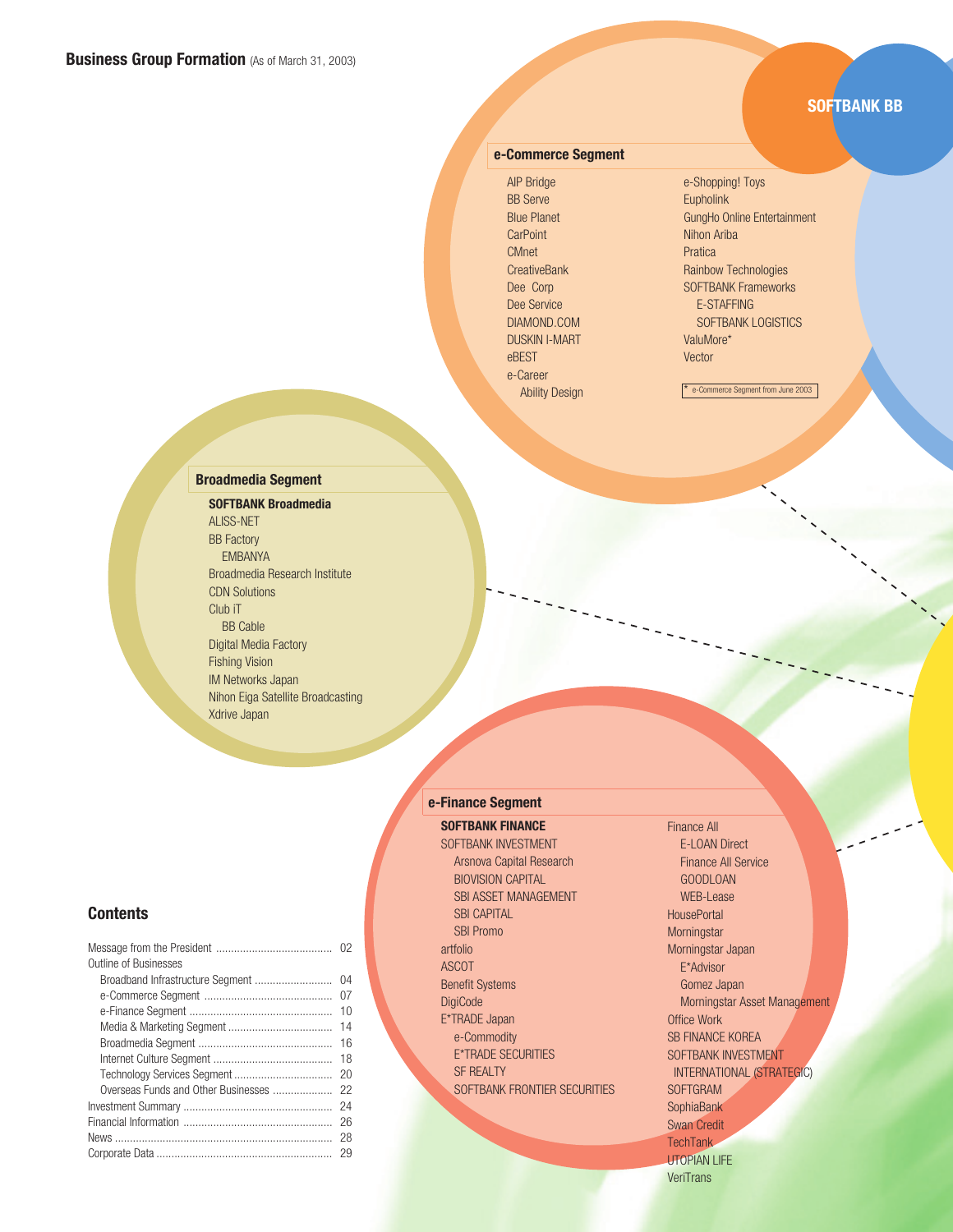## Business Group Formation (As of March 31, 2003)

SOFTBANK BB

### e-Commerce Segment

- AIP Bridge
- BB Serve
- Blue Planet
- CarPoint
- CMnet
- CreativeBank
- Dee Corp
- Dee Service
- DIAMOND.COM
- DUSKIN I-MART
- eBEST
- e-Career
  - Ability Design
- e-Shopping! Toys
- Eupholink
- GungHo Online Entertainment
- Nihon Ariba
- Pratica
- Rainbow Technologies
- SOFTBANK Frameworks
  - E-STAFFING
  - SOFTBANK LOGISTICS
- ValuMore*
- Vector

\* e-Commerce Segment from June 2003

### Broadmedia Segment

- **SOFTBANK Broadmedia**
- ALISS-NET
- BB Factory
  - EMBANYA
- Broadmedia Research Institute
- CDN Solutions
- Club iT
  - BB Cable
- Digital Media Factory
- Fishing Vision
- IM Networks Japan
- Nihon Eiga Satellite Broadcasting
- Xdrive Japan

### e-Finance Segment

- **SOFTBANK FINANCE**
- SOFTBANK INVESTMENT
  - Arsnova Capital Research
  - BIOVISION CAPITAL
  - SBI ASSET MANAGEMENT
  - SBI CAPITAL
  - SBI Promo
- artfolio
- ASCOT
- Benefit Systems
- DigiCode
- E*TRADE Japan
  - e-Commodity
  - E*TRADE SECURITIES
  - SF REALTY
  - SOFTBANK FRONTIER SECURITIES
- Finance All
  - E-LOAN Direct
  - Finance All Service
  - GOODLOAN
  - WEB-Lease
- HousePortal
- Morningstar
- Morningstar Japan
  - E*Advisor
  - Gomez Japan
  - Morningstar Asset Management
- Office Work
- SB FINANCE KOREA
- SOFTBANK INVESTMENT INTERNATIONAL (STRATEGIC)
- SOFTGRAM
- SophiaBank
- Swan Credit
- TechTank
- UTOPIAN LIFE
- VeriTrans

## Contents

| | |
|---|---|
| Message from the President | 02 |
| Outline of Businesses | |
| Broadband Infrastructure Segment | 04 |
| e-Commerce Segment | 07 |
| e-Finance Segment | 10 |
| Media & Marketing Segment | 14 |
| Broadmedia Segment | 16 |
| Internet Culture Segment | 18 |
| Technology Services Segment | 20 |
| Overseas Funds and Other Businesses | 22 |
| Investment Summary | 24 |
| Financial Information | 26 |
| News | 28 |
| Corporate Data | 29 |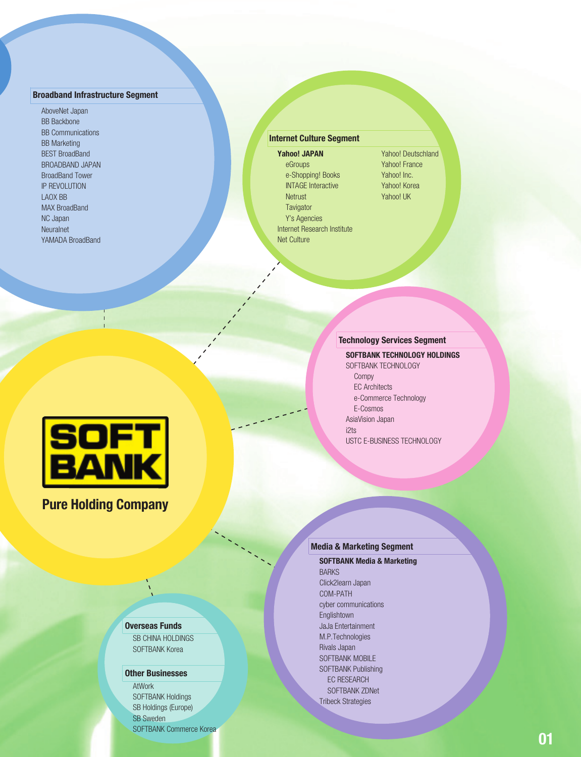## Broadband Infrastructure Segment

- AboveNet Japan
- BB Backbone
- BB Communications
- BB Marketing
- BEST BroadBand
- BROADBAND JAPAN
- BroadBand Tower
- IP REVOLUTION
- LAOX BB
- MAX BroadBand
- NC Japan
- Neuralnet
- YAMADA BroadBand

## Internet Culture Segment

- **Yahoo! JAPAN**
  - eGroups
  - e-Shopping! Books
  - INTAGE Interactive
  - Netrust
  - Tavigator
  - Y's Agencies
- Internet Research Institute
- Net Culture
- Yahoo! Deutschland
- Yahoo! France
- Yahoo! Inc.
- Yahoo! Korea
- Yahoo! UK

## Technology Services Segment

- **SOFTBANK TECHNOLOGY HOLDINGS**
- SOFTBANK TECHNOLOGY
  - Compy
  - EC Architects
  - e-Commerce Technology
  - E-Cosmos
- AsiaVision Japan
- i2ts
- USTC E-BUSINESS TECHNOLOGY

SOFTBANK

**Pure Holding Company**

## Media & Marketing Segment

- **SOFTBANK Media & Marketing**
- BARKS
- Click2learn Japan
- COM-PATH
- cyber communications
- Englishtown
- JaJa Entertainment
- M.P.Technologies
- Rivals Japan
- SOFTBANK MOBILE
- SOFTBANK Publishing
  - EC RESEARCH
  - SOFTBANK ZDNet
- Tribeck Strategies

## Overseas Funds

- SB CHINA HOLDINGS
- SOFTBANK Korea

## Other Businesses

- AtWork
- SOFTBANK Holdings
- SB Holdings (Europe)
- SB Sweden
- SOFTBANK Commerce Korea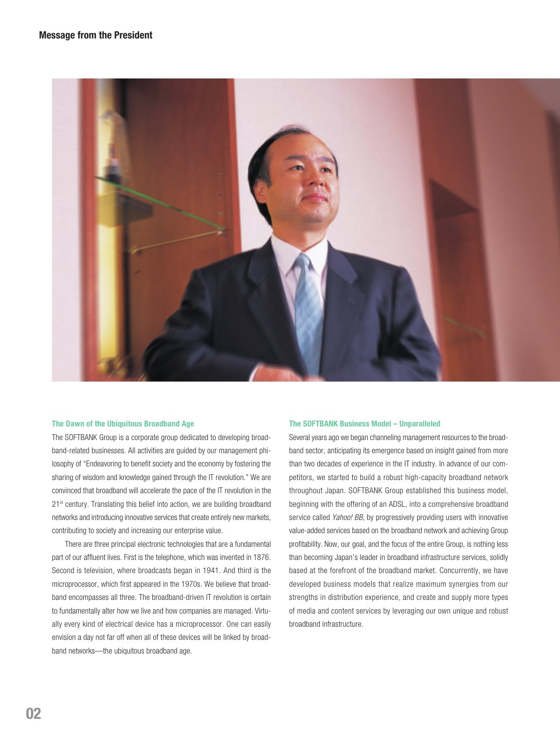# Message from the President

### The Dawn of the Ubiquitous Broadband Age

The SOFTBANK Group is a corporate group dedicated to developing broadband-related businesses. All activities are guided by our management philosophy of "Endeavoring to benefit society and the economy by fostering the sharing of wisdom and knowledge gained through the IT revolution." We are convinced that broadband will accelerate the pace of the IT revolution in the 21st century. Translating this belief into action, we are building broadband networks and introducing innovative services that create entirely new markets, contributing to society and increasing our enterprise value.

There are three principal electronic technologies that are a fundamental part of our affluent lives. First is the telephone, which was invented in 1876. Second is television, where broadcasts began in 1941. And third is the microprocessor, which first appeared in the 1970s. We believe that broadband encompasses all three. The broadband-driven IT revolution is certain to fundamentally alter how we live and how companies are managed. Virtually every kind of electrical device has a microprocessor. One can easily envision a day not far off when all of these devices will be linked by broadband networks—the ubiquitous broadband age.

### The SOFTBANK Business Model – Unparalleled

Several years ago we began channeling management resources to the broadband sector, anticipating its emergence based on insight gained from more than two decades of experience in the IT industry. In advance of our competitors, we started to build a robust high-capacity broadband network throughout Japan. SOFTBANK Group established this business model, beginning with the offering of an ADSL, into a comprehensive broadband service called *Yahoo! BB*, by progressively providing users with innovative value-added services based on the broadband network and achieving Group profitability. Now, our goal, and the focus of the entire Group, is nothing less than becoming Japan's leader in broadband infrastructure services, solidly based at the forefront of the broadband market. Concurrently, we have developed business models that realize maximum synergies from our strengths in distribution experience, and create and supply more types of media and content services by leveraging our own unique and robust broadband infrastructure.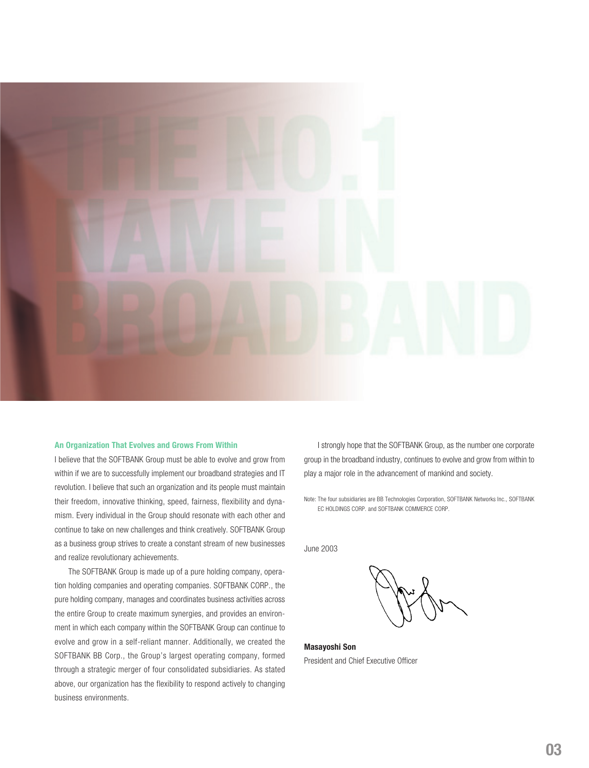# THE NO.1 NAME IN BROADBAND

### An Organization That Evolves and Grows From Within

I believe that the SOFTBANK Group must be able to evolve and grow from within if we are to successfully implement our broadband strategies and IT revolution. I believe that such an organization and its people must maintain their freedom, innovative thinking, speed, fairness, flexibility and dynamism. Every individual in the Group should resonate with each other and continue to take on new challenges and think creatively. SOFTBANK Group as a business group strives to create a constant stream of new businesses and realize revolutionary achievements.

The SOFTBANK Group is made up of a pure holding company, operation holding companies and operating companies. SOFTBANK CORP., the pure holding company, manages and coordinates business activities across the entire Group to create maximum synergies, and provides an environment in which each company within the SOFTBANK Group can continue to evolve and grow in a self-reliant manner. Additionally, we created the SOFTBANK BB Corp., the Group's largest operating company, formed through a strategic merger of four consolidated subsidiaries. As stated above, our organization has the flexibility to respond actively to changing business environments.

I strongly hope that the SOFTBANK Group, as the number one corporate group in the broadband industry, continues to evolve and grow from within to play a major role in the advancement of mankind and society.

Note: The four subsidiaries are BB Technologies Corporation, SOFTBANK Networks Inc., SOFTBANK EC HOLDINGS CORP. and SOFTBANK COMMERCE CORP.

June 2003

**Masayoshi Son**
President and Chief Executive Officer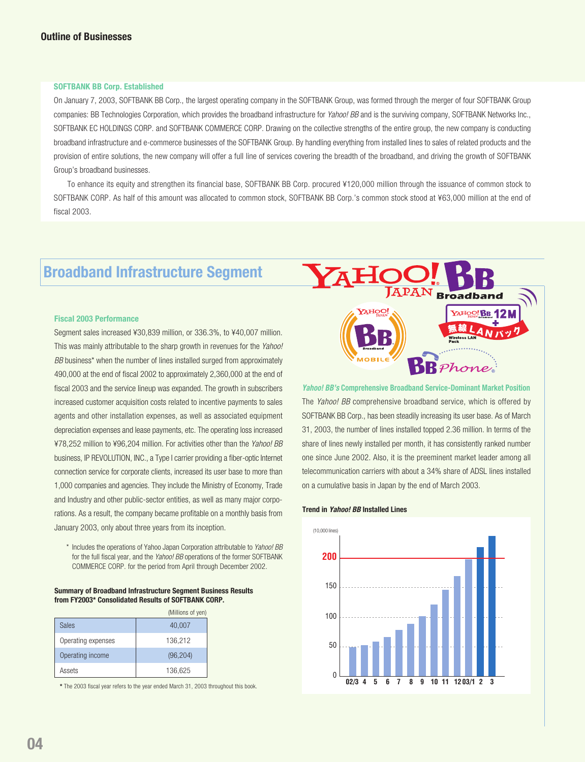## SOFTBANK BB Corp. Established

On January 7, 2003, SOFTBANK BB Corp., the largest operating company in the SOFTBANK Group, was formed through the merger of four SOFTBANK Group companies: BB Technologies Corporation, which provides the broadband infrastructure for *Yahoo! BB* and is the surviving company, SOFTBANK Networks Inc., SOFTBANK EC HOLDINGS CORP. and SOFTBANK COMMERCE CORP. Drawing on the collective strengths of the entire group, the new company is conducting broadband infrastructure and e-commerce businesses of the SOFTBANK Group. By handling everything from installed lines to sales of related products and the provision of entire solutions, the new company will offer a full line of services covering the breadth of the broadband, and driving the growth of SOFTBANK Group's broadband businesses.

To enhance its equity and strengthen its financial base, SOFTBANK BB Corp. procured ¥120,000 million through the issuance of common stock to SOFTBANK CORP. As half of this amount was allocated to common stock, SOFTBANK BB Corp.'s common stock stood at ¥63,000 million at the end of fiscal 2003.

# Broadband Infrastructure Segment

### Fiscal 2003 Performance

Segment sales increased ¥30,839 million, or 336.3%, to ¥40,007 million. This was mainly attributable to the sharp growth in revenues for the *Yahoo! BB* business* when the number of lines installed surged from approximately 490,000 at the end of fiscal 2002 to approximately 2,360,000 at the end of fiscal 2003 and the service lineup was expanded. The growth in subscribers increased customer acquisition costs related to incentive payments to sales agents and other installation expenses, as well as associated equipment depreciation expenses and lease payments, etc. The operating loss increased ¥78,252 million to ¥96,204 million. For activities other than the *Yahoo! BB* business, IP REVOLUTION, INC., a Type I carrier providing a fiber-optic Internet connection service for corporate clients, increased its user base to more than 1,000 companies and agencies. They include the Ministry of Economy, Trade and Industry and other public-sector entities, as well as many major corporations. As a result, the company became profitable on a monthly basis from January 2003, only about three years from its inception.

\* Includes the operations of Yahoo Japan Corporation attributable to *Yahoo! BB* for the full fiscal year, and the *Yahoo! BB* operations of the former SOFTBANK COMMERCE CORP. for the period from April through December 2002.

**Summary of Broadband Infrastructure Segment Business Results from FY2003* Consolidated Results of SOFTBANK CORP.**

(Millions of yen)

| | |
|---|---|
| Sales | 40,007 |
| Operating expenses | 136,212 |
| Operating income | (96,204) |
| Assets | 136,625 |

\* The 2003 fiscal year refers to the year ended March 31, 2003 throughout this book.

### *Yahoo! BB's* Comprehensive Broadband Service-Dominant Market Position

The *Yahoo! BB* comprehensive broadband service, which is offered by SOFTBANK BB Corp., has been steadily increasing its user base. As of March 31, 2003, the number of lines installed topped 2.36 million. In terms of the share of lines newly installed per month, it has consistently ranked number one since June 2002. Also, it is the preeminent market leader among all telecommunication carriers with about a 34% share of ADSL lines installed on a cumulative basis in Japan by the end of March 2003.

**Trend in *Yahoo! BB* Installed Lines**

(10,000 lines)

02/3 4 5 6 7 8 9 10 11 12 03/1 2 3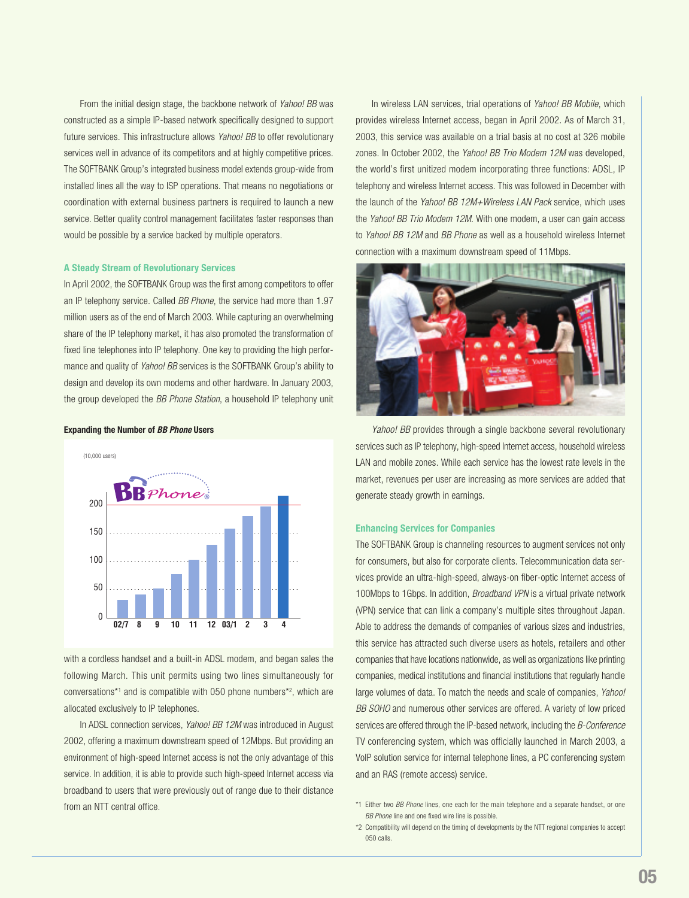From the initial design stage, the backbone network of *Yahoo! BB* was constructed as a simple IP-based network specifically designed to support future services. This infrastructure allows *Yahoo! BB* to offer revolutionary services well in advance of its competitors and at highly competitive prices. The SOFTBANK Group's integrated business model extends group-wide from installed lines all the way to ISP operations. That means no negotiations or coordination with external business partners is required to launch a new service. Better quality control management facilitates faster responses than would be possible by a service backed by multiple operators.

### A Steady Stream of Revolutionary Services

In April 2002, the SOFTBANK Group was the first among competitors to offer an IP telephony service. Called *BB Phone*, the service had more than 1.97 million users as of the end of March 2003. While capturing an overwhelming share of the IP telephony market, it has also promoted the transformation of fixed line telephones into IP telephony. One key to providing the high performance and quality of *Yahoo! BB* services is the SOFTBANK Group's ability to design and develop its own modems and other hardware. In January 2003, the group developed the *BB Phone Station*, a household IP telephony unit with a cordless handset and a built-in ADSL modem, and began sales the following March. This unit permits using two lines simultaneously for conversations*1 and is compatible with 050 phone numbers*2, which are allocated exclusively to IP telephones.

**Expanding the Number of *BB Phone* Users**

(10,000 users)

BB Phone

Y-axis: 0, 50, 100, 150, 200

X-axis: 02/7, 8, 9, 10, 11, 12, 03/1, 2, 3, 4

In ADSL connection services, *Yahoo! BB 12M* was introduced in August 2002, offering a maximum downstream speed of 12Mbps. But providing an environment of high-speed Internet access is not the only advantage of this service. In addition, it is able to provide such high-speed Internet access via broadband to users that were previously out of range due to their distance from an NTT central office.

In wireless LAN services, trial operations of *Yahoo! BB Mobile*, which provides wireless Internet access, began in April 2002. As of March 31, 2003, this service was available on a trial basis at no cost at 326 mobile zones. In October 2002, the *Yahoo! BB Trio Modem 12M* was developed, the world's first unitized modem incorporating three functions: ADSL, IP telephony and wireless Internet access. This was followed in December with the launch of the *Yahoo! BB 12M+Wireless LAN Pack* service, which uses the *Yahoo! BB Trio Modem 12M*. With one modem, a user can gain access to *Yahoo! BB 12M* and *BB Phone* as well as a household wireless Internet connection with a maximum downstream speed of 11Mbps.

*Yahoo! BB* provides through a single backbone several revolutionary services such as IP telephony, high-speed Internet access, household wireless LAN and mobile zones. While each service has the lowest rate levels in the market, revenues per user are increasing as more services are added that generate steady growth in earnings.

### Enhancing Services for Companies

The SOFTBANK Group is channeling resources to augment services not only for consumers, but also for corporate clients. Telecommunication data services provide an ultra-high-speed, always-on fiber-optic Internet access of 100Mbps to 1Gbps. In addition, *Broadband VPN* is a virtual private network (VPN) service that can link a company's multiple sites throughout Japan. Able to address the demands of companies of various sizes and industries, this service has attracted such diverse users as hotels, retailers and other companies that have locations nationwide, as well as organizations like printing companies, medical institutions and financial institutions that regularly handle large volumes of data. To match the needs and scale of companies, *Yahoo! BB SOHO* and numerous other services are offered. A variety of low priced services are offered through the IP-based network, including the *B-Conference* TV conferencing system, which was officially launched in March 2003, a VoIP solution service for internal telephone lines, a PC conferencing system and an RAS (remote access) service.

*1 Either two *BB Phone* lines, one each for the main telephone and a separate handset, or one *BB Phone* line and one fixed wire line is possible.

*2 Compatibility will depend on the timing of developments by the NTT regional companies to accept 050 calls.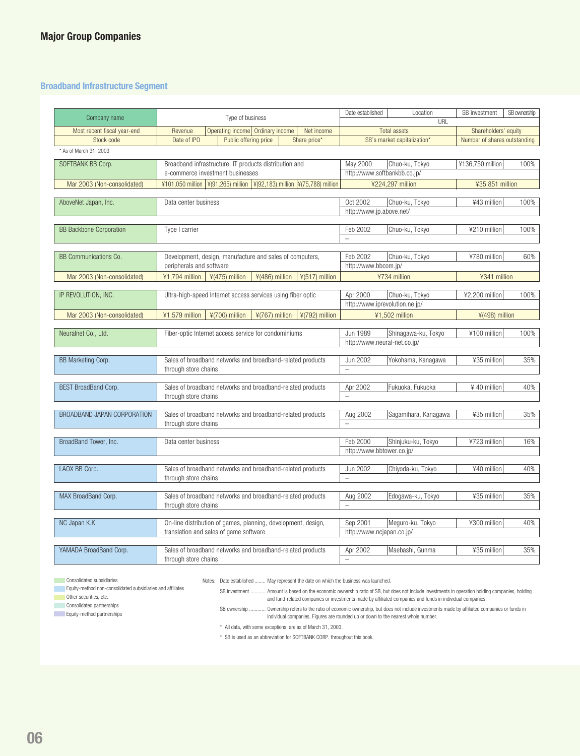## Major Group Companies

### Broadband Infrastructure Segment

| Company name | Type of business | | | | Date established | Location | SB investment | SB ownership |
|---|---|---|---|---|---|---|---|---|
| | | | | | URL | | | |
| Most recent fiscal year-end | Revenue | Operating income | Ordinary income | Net income | Total assets | | Shareholders' equity | |
| Stock code | Date of IPO | Public offering price | | Share price* | SB's market capitalization* | | Number of shares outstanding | |

\* As of March 31, 2003

| Company name | Type of business | | | | Date established | Location | SB investment | SB ownership |
|---|---|---|---|---|---|---|---|---|
| SOFTBANK BB Corp. | Broadband infrastructure, IT products distribution and e-commerce investment businesses | | | | May 2000 | Chuo-ku, Tokyo | ¥136,750 million | 100% |
| | | | | | http://www.softbankbb.co.jp/ | | | |
| Mar 2003 (Non-consolidated) | ¥101,050 million | ¥(91,265) million | ¥(92,183) million | ¥(75,788) million | ¥224,297 million | | ¥35,851 million | |
| AboveNet Japan, Inc. | Data center business | | | | Oct 2002 | Chuo-ku, Tokyo | ¥43 million | 100% |
| | | | | | http://www.jp.above.net/ | | | |
| BB Backbone Corporation | Type I carrier | | | | Feb 2002 | Chuo-ku, Tokyo | ¥210 million | 100% |
| | | | | | – | | | |
| BB Communications Co. | Development, design, manufacture and sales of computers, peripherals and software | | | | Feb 2002 | Chuo-ku, Tokyo | ¥780 million | 60% |
| | | | | | http://www.bbcom.jp/ | | | |
| Mar 2003 (Non-consolidated) | ¥1,794 million | ¥(475) million | ¥(486) million | ¥(517) million | ¥734 million | | ¥341 million | |
| IP REVOLUTION, INC. | Ultra-high-speed Internet access services using fiber optic | | | | Apr 2000 | Chuo-ku, Tokyo | ¥2,200 million | 100% |
| | | | | | http://www.iprevolution.ne.jp/ | | | |
| Mar 2003 (Non-consolidated) | ¥1,579 million | ¥(700) million | ¥(767) million | ¥(792) million | ¥1,502 million | | ¥(498) million | |
| Neuralnet Co., Ltd. | Fiber-optic Internet access service for condominiums | | | | Jun 1989 | Shinagawa-ku, Tokyo | ¥100 million | 100% |
| | | | | | http://www.neural-net.co.jp/ | | | |
| BB Marketing Corp. | Sales of broadband networks and broadband-related products through store chains | | | | Jun 2002 | Yokohama, Kanagawa | ¥35 million | 35% |
| | | | | | – | | | |
| BEST BroadBand Corp. | Sales of broadband networks and broadband-related products through store chains | | | | Apr 2002 | Fukuoka, Fukuoka | ¥ 40 million | 40% |
| | | | | | – | | | |
| BROADBAND JAPAN CORPORATION | Sales of broadband networks and broadband-related products through store chains | | | | Aug 2002 | Sagamihara, Kanagawa | ¥35 million | 35% |
| | | | | | – | | | |
| BroadBand Tower, Inc. | Data center business | | | | Feb 2000 | Shinjuku-ku, Tokyo | ¥723 million | 16% |
| | | | | | http://www.bbtower.co.jp/ | | | |
| LAOX BB Corp. | Sales of broadband networks and broadband-related products through store chains | | | | Jun 2002 | Chiyoda-ku, Tokyo | ¥40 million | 40% |
| | | | | | – | | | |
| MAX BroadBand Corp. | Sales of broadband networks and broadband-related products through store chains | | | | Aug 2002 | Edogawa-ku, Tokyo | ¥35 million | 35% |
| | | | | | – | | | |
| NC Japan K.K | On-line distribution of games, planning, development, design, translation and sales of game software | | | | Sep 2001 | Meguro-ku, Tokyo | ¥300 million | 40% |
| | | | | | http://www.ncjapan.co.jp/ | | | |
| YAMADA BroadBand Corp. | Sales of broadband networks and broadband-related products through store chains | | | | Apr 2002 | Maebashi, Gunma | ¥35 million | 35% |
| | | | | | – | | | |

- Consolidated subsidiaries
- Equity-method non-consolidated subsidiaries and affiliates
- Other securities, etc.
- Consolidated partnerships
- Equity-method partnerships

Notes: Date established ........ May represent the date on which the business was launched.

SB investment ........... Amount is based on the economic ownership ratio of SB, but does not include investments in operation holding companies, holding and fund-related companies or investments made by affiliated companies and funds in individual companies.

SB ownership ........... Ownership refers to the ratio of economic ownership, but does not include investments made by affiliated companies or funds in individual companies. Figures are rounded up or down to the nearest whole number.

\* All data, with some exceptions, are as of March 31, 2003.

\* SB is used as an abbreviation for SOFTBANK CORP. throughout this book.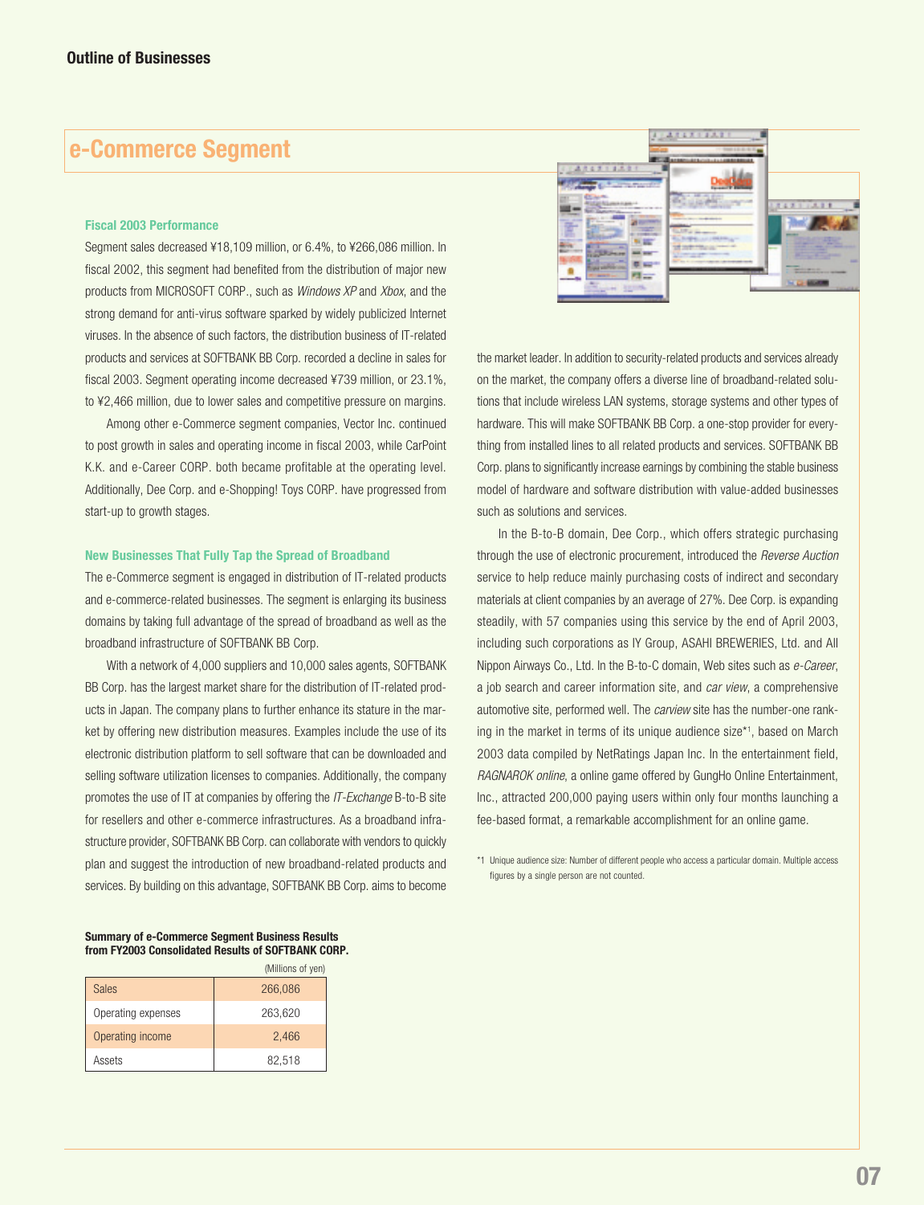## Outline of Businesses

# e-Commerce Segment

### Fiscal 2003 Performance

Segment sales decreased ¥18,109 million, or 6.4%, to ¥266,086 million. In fiscal 2002, this segment had benefited from the distribution of major new products from MICROSOFT CORP., such as *Windows XP* and *Xbox*, and the strong demand for anti-virus software sparked by widely publicized Internet viruses. In the absence of such factors, the distribution business of IT-related products and services at SOFTBANK BB Corp. recorded a decline in sales for fiscal 2003. Segment operating income decreased ¥739 million, or 23.1%, to ¥2,466 million, due to lower sales and competitive pressure on margins.

Among other e-Commerce segment companies, Vector Inc. continued to post growth in sales and operating income in fiscal 2003, while CarPoint K.K. and e-Career CORP. both became profitable at the operating level. Additionally, Dee Corp. and e-Shopping! Toys CORP. have progressed from start-up to growth stages.

### New Businesses That Fully Tap the Spread of Broadband

The e-Commerce segment is engaged in distribution of IT-related products and e-commerce-related businesses. The segment is enlarging its business domains by taking full advantage of the spread of broadband as well as the broadband infrastructure of SOFTBANK BB Corp.

With a network of 4,000 suppliers and 10,000 sales agents, SOFTBANK BB Corp. has the largest market share for the distribution of IT-related products in Japan. The company plans to further enhance its stature in the market by offering new distribution measures. Examples include the use of its electronic distribution platform to sell software that can be downloaded and selling software utilization licenses to companies. Additionally, the company promotes the use of IT at companies by offering the *IT-Exchange* B-to-B site for resellers and other e-commerce infrastructures. As a broadband infrastructure provider, SOFTBANK BB Corp. can collaborate with vendors to quickly plan and suggest the introduction of new broadband-related products and services. By building on this advantage, SOFTBANK BB Corp. aims to become the market leader. In addition to security-related products and services already on the market, the company offers a diverse line of broadband-related solutions that include wireless LAN systems, storage systems and other types of hardware. This will make SOFTBANK BB Corp. a one-stop provider for everything from installed lines to all related products and services. SOFTBANK BB Corp. plans to significantly increase earnings by combining the stable business model of hardware and software distribution with value-added businesses such as solutions and services.

In the B-to-B domain, Dee Corp., which offers strategic purchasing through the use of electronic procurement, introduced the *Reverse Auction* service to help reduce mainly purchasing costs of indirect and secondary materials at client companies by an average of 27%. Dee Corp. is expanding steadily, with 57 companies using this service by the end of April 2003, including such corporations as IY Group, ASAHI BREWERIES, Ltd. and All Nippon Airways Co., Ltd. In the B-to-C domain, Web sites such as *e-Career*, a job search and career information site, and *car view*, a comprehensive automotive site, performed well. The *carview* site has the number-one ranking in the market in terms of its unique audience size*1, based on March 2003 data compiled by NetRatings Japan Inc. In the entertainment field, *RAGNAROK online*, a online game offered by GungHo Online Entertainment, Inc., attracted 200,000 paying users within only four months launching a fee-based format, a remarkable accomplishment for an online game.

*1 Unique audience size: Number of different people who access a particular domain. Multiple access figures by a single person are not counted.

**Summary of e-Commerce Segment Business Results from FY2003 Consolidated Results of SOFTBANK CORP.**

(Millions of yen)

| | |
|---|---|
| Sales | 266,086 |
| Operating expenses | 263,620 |
| Operating income | 2,466 |
| Assets | 82,518 |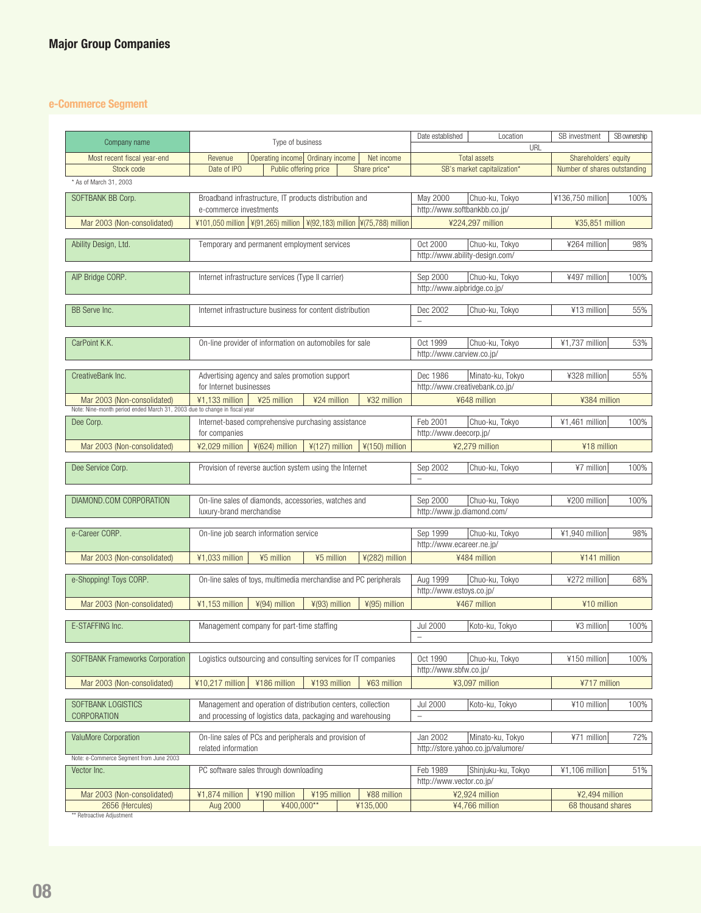## Major Group Companies

### e-Commerce Segment

| Company name | Type of business | | | | Date established | Location | SB investment | SB ownership |
|---|---|---|---|---|---|---|---|---|
| | | | | | URL | | | |
| Most recent fiscal year-end | Revenue | Operating income | Ordinary income | Net income | Total assets | | Shareholders' equity | |
| Stock code | Date of IPO | Public offering price | | Share price* | SB's market capitalization* | | Number of shares outstanding | |

\* As of March 31, 2003

| Company name | Type of business | | | | Date established | Location | SB investment | SB ownership |
|---|---|---|---|---|---|---|---|---|
| SOFTBANK BB Corp. | Broadband infrastructure, IT products distribution and e-commerce investments | | | | May 2000 | Chuo-ku, Tokyo | ¥136,750 million | 100% |
| | | | | | http://www.softbankbb.co.jp/ | | | |
| Mar 2003 (Non-consolidated) | ¥101,050 million | ¥(91,265) million | ¥(92,183) million | ¥(75,788) million | ¥224,297 million | | ¥35,851 million | |
| Ability Design, Ltd. | Temporary and permanent employment services | | | | Oct 2000 | Chuo-ku, Tokyo | ¥264 million | 98% |
| | | | | | http://www.ability-design.com/ | | | |
| AIP Bridge CORP. | Internet infrastructure services (Type II carrier) | | | | Sep 2000 | Chuo-ku, Tokyo | ¥497 million | 100% |
| | | | | | http://www.aipbridge.co.jp/ | | | |
| BB Serve Inc. | Internet infrastructure business for content distribution | | | | Dec 2002 | Chuo-ku, Tokyo | ¥13 million | 55% |
| | | | | | – | | | |
| CarPoint K.K. | On-line provider of information on automobiles for sale | | | | Oct 1999 | Chuo-ku, Tokyo | ¥1,737 million | 53% |
| | | | | | http://www.carview.co.jp/ | | | |
| CreativeBank Inc. | Advertising agency and sales promotion support for Internet businesses | | | | Dec 1986 | Minato-ku, Tokyo | ¥328 million | 55% |
| | | | | | http://www.creativebank.co.jp/ | | | |
| Mar 2003 (Non-consolidated) | ¥1,133 million | ¥25 million | ¥24 million | ¥32 million | ¥648 million | | ¥384 million | |
| Note: Nine-month period ended March 31, 2003 due to change in fiscal year | | | | | | | | |
| Dee Corp. | Internet-based comprehensive purchasing assistance for companies | | | | Feb 2001 | Chuo-ku, Tokyo | ¥1,461 million | 100% |
| | | | | | http://www.deecorp.jp/ | | | |
| Mar 2003 (Non-consolidated) | ¥2,029 million | ¥(624) million | ¥(127) million | ¥(150) million | ¥2,279 million | | ¥18 million | |
| Dee Service Corp. | Provision of reverse auction system using the Internet | | | | Sep 2002 | Chuo-ku, Tokyo | ¥7 million | 100% |
| | | | | | – | | | |
| DIAMOND.COM CORPORATION | On-line sales of diamonds, accessories, watches and luxury-brand merchandise | | | | Sep 2000 | Chuo-ku, Tokyo | ¥200 million | 100% |
| | | | | | http://www.jp.diamond.com/ | | | |
| e-Career CORP. | On-line job search information service | | | | Sep 1999 | Chuo-ku, Tokyo | ¥1,940 million | 98% |
| | | | | | http://www.ecareer.ne.jp/ | | | |
| Mar 2003 (Non-consolidated) | ¥1,033 million | ¥5 million | ¥5 million | ¥(282) million | ¥484 million | | ¥141 million | |
| e-Shopping! Toys CORP. | On-line sales of toys, multimedia merchandise and PC peripherals | | | | Aug 1999 | Chuo-ku, Tokyo | ¥272 million | 68% |
| | | | | | http://www.estoys.co.jp/ | | | |
| Mar 2003 (Non-consolidated) | ¥1,153 million | ¥(94) million | ¥(93) million | ¥(95) million | ¥467 million | | ¥10 million | |
| E-STAFFING Inc. | Management company for part-time staffing | | | | Jul 2000 | Koto-ku, Tokyo | ¥3 million | 100% |
| | | | | | – | | | |
| SOFTBANK Frameworks Corporation | Logistics outsourcing and consulting services for IT companies | | | | Oct 1990 | Chuo-ku, Tokyo | ¥150 million | 100% |
| | | | | | http://www.sbfw.co.jp/ | | | |
| Mar 2003 (Non-consolidated) | ¥10,217 million | ¥186 million | ¥193 million | ¥63 million | ¥3,097 million | | ¥717 million | |
| SOFTBANK LOGISTICS CORPORATION | Management and operation of distribution centers, collection and processing of logistics data, packaging and warehousing | | | | Jul 2000 | Koto-ku, Tokyo | ¥10 million | 100% |
| | | | | | – | | | |
| ValuMore Corporation | On-line sales of PCs and peripherals and provision of related information | | | | Jan 2002 | Minato-ku, Tokyo | ¥71 million | 72% |
| | | | | | http://store.yahoo.co.jp/valumore/ | | | |
| Note: e-Commerce Segment from June 2003 | | | | | | | | |
| Vector Inc. | PC software sales through downloading | | | | Feb 1989 | Shinjuku-ku, Tokyo | ¥1,106 million | 51% |
| | | | | | http://www.vector.co.jp/ | | | |
| Mar 2003 (Non-consolidated) | ¥1,874 million | ¥190 million | ¥195 million | ¥88 million | ¥2,924 million | | ¥2,494 million | |
| 2656 (Hercules) | Aug 2000 | ¥400,000** | | ¥135,000 | ¥4,766 million | | 68 thousand shares | |

\*\* Retroactive Adjustment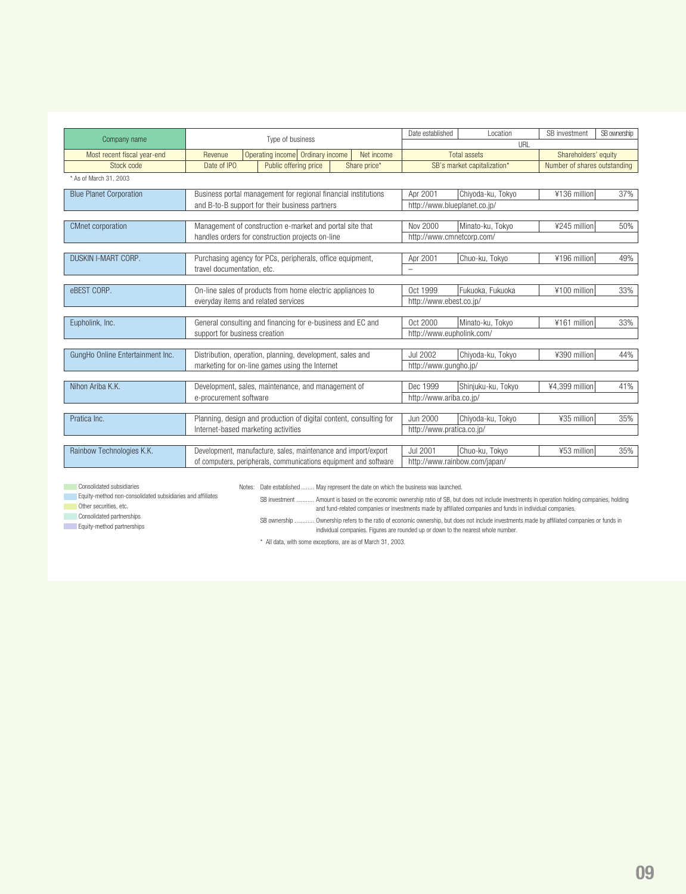| Company name | Type of business | | | | Date established | Location | SB investment | SB ownership |
|---|---|---|---|---|---|---|---|---|
| | | | | | URL | | | |
| Most recent fiscal year-end | Revenue | Operating income | Ordinary income | Net income | Total assets | | Shareholders' equity | |
| Stock code | Date of IPO | Public offering price | | Share price* | SB's market capitalization* | | Number of shares outstanding | |

\* As of March 31, 2003

| Company name | Type of business | Date established | Location | SB investment | SB ownership |
|---|---|---|---|---|---|
| Blue Planet Corporation | Business portal management for regional financial institutions and B-to-B support for their business partners | Apr 2001 | Chiyoda-ku, Tokyo | ¥136 million | 37% |
| | | http://www.blueplanet.co.jp/ | | | |
| CMnet corporation | Management of construction e-market and portal site that handles orders for construction projects on-line | Nov 2000 | Minato-ku, Tokyo | ¥245 million | 50% |
| | | http://www.cmnetcorp.com/ | | | |
| DUSKIN I-MART CORP. | Purchasing agency for PCs, peripherals, office equipment, travel documentation, etc. | Apr 2001 | Chuo-ku, Tokyo | ¥196 million | 49% |
| | | – | | | |
| eBEST CORP. | On-line sales of products from home electric appliances to everyday items and related services | Oct 1999 | Fukuoka, Fukuoka | ¥100 million | 33% |
| | | http://www.ebest.co.jp/ | | | |
| Eupholink, Inc. | General consulting and financing for e-business and EC and support for business creation | Oct 2000 | Minato-ku, Tokyo | ¥161 million | 33% |
| | | http://www.eupholink.com/ | | | |
| GungHo Online Entertainment Inc. | Distribution, operation, planning, development, sales and marketing for on-line games using the Internet | Jul 2002 | Chiyoda-ku, Tokyo | ¥390 million | 44% |
| | | http://www.gungho.jp/ | | | |
| Nihon Ariba K.K. | Development, sales, maintenance, and management of e-procurement software | Dec 1999 | Shinjuku-ku, Tokyo | ¥4,399 million | 41% |
| | | http://www.ariba.co.jp/ | | | |
| Pratica Inc. | Planning, design and production of digital content, consulting for Internet-based marketing activities | Jun 2000 | Chiyoda-ku, Tokyo | ¥35 million | 35% |
| | | http://www.pratica.co.jp/ | | | |
| Rainbow Technologies K.K. | Development, manufacture, sales, maintenance and import/export of computers, peripherals, communications equipment and software | Jul 2001 | Chuo-ku, Tokyo | ¥53 million | 35% |
| | | http://www.rainbow.com/japan/ | | | |

- Consolidated subsidiaries
- Equity-method non-consolidated subsidiaries and affiliates
- Other securities, etc.
- Consolidated partnerships
- Equity-method partnerships

Notes: Date established ........ May represent the date on which the business was launched.

SB investment ........... Amount is based on the economic ownership ratio of SB, but does not include investments in operation holding companies, holding and fund-related companies or investments made by affiliated companies and funds in individual companies.

SB ownership ............ Ownership refers to the ratio of economic ownership, but does not include investments made by affiliated companies or funds in individual companies. Figures are rounded up or down to the nearest whole number.

\* All data, with some exceptions, are as of March 31, 2003.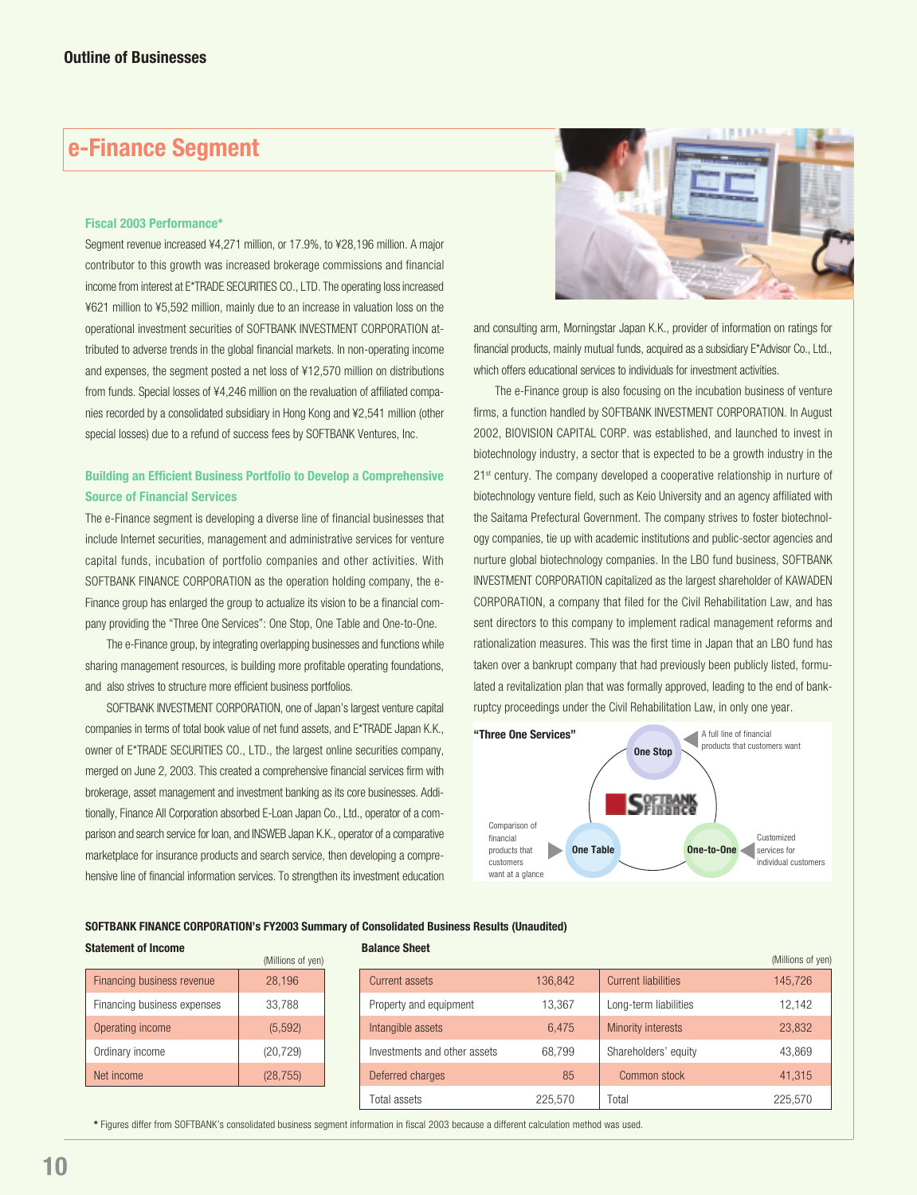## Outline of Businesses

# e-Finance Segment

### Fiscal 2003 Performance*

Segment revenue increased ¥4,271 million, or 17.9%, to ¥28,196 million. A major contributor to this growth was increased brokerage commissions and financial income from interest at E*TRADE SECURITIES CO., LTD. The operating loss increased ¥621 million to ¥5,592 million, mainly due to an increase in valuation loss on the operational investment securities of SOFTBANK INVESTMENT CORPORATION attributed to adverse trends in the global financial markets. In non-operating income and expenses, the segment posted a net loss of ¥12,570 million on distributions from funds. Special losses of ¥4,246 million on the revaluation of affiliated companies recorded by a consolidated subsidiary in Hong Kong and ¥2,541 million (other special losses) due to a refund of success fees by SOFTBANK Ventures, Inc.

### Building an Efficient Business Portfolio to Develop a Comprehensive Source of Financial Services

The e-Finance segment is developing a diverse line of financial businesses that include Internet securities, management and administrative services for venture capital funds, incubation of portfolio companies and other activities. With SOFTBANK FINANCE CORPORATION as the operation holding company, the e-Finance group has enlarged the group to actualize its vision to be a financial company providing the "Three One Services": One Stop, One Table and One-to-One.

The e-Finance group, by integrating overlapping businesses and functions while sharing management resources, is building more profitable operating foundations, and also strives to structure more efficient business portfolios.

SOFTBANK INVESTMENT CORPORATION, one of Japan's largest venture capital companies in terms of total book value of net fund assets, and E*TRADE Japan K.K., owner of E*TRADE SECURITIES CO., LTD., the largest online securities company, merged on June 2, 2003. This created a comprehensive financial services firm with brokerage, asset management and investment banking as its core businesses. Additionally, Finance All Corporation absorbed E-Loan Japan Co., Ltd., operator of a comparison and search service for loan, and INSWEB Japan K.K., operator of a comparative marketplace for insurance products and search service, then developing a comprehensive line of financial information services. To strengthen its investment education and consulting arm, Morningstar Japan K.K., provider of information on ratings for financial products, mainly mutual funds, acquired as a subsidiary E*Advisor Co., Ltd., which offers educational services to individuals for investment activities.

The e-Finance group is also focusing on the incubation business of venture firms, a function handled by SOFTBANK INVESTMENT CORPORATION. In August 2002, BIOVISION CAPITAL CORP. was established, and launched to invest in biotechnology industry, a sector that is expected to be a growth industry in the 21st century. The company developed a cooperative relationship in nurture of biotechnology venture field, such as Keio University and an agency affiliated with the Saitama Prefectural Government. The company strives to foster biotechnology companies, tie up with academic institutions and public-sector agencies and nurture global biotechnology companies. In the LBO fund business, SOFTBANK INVESTMENT CORPORATION capitalized as the largest shareholder of KAWADEN CORPORATION, a company that filed for the Civil Rehabilitation Law, and has sent directors to this company to implement radical management reforms and rationalization measures. This was the first time in Japan that an LBO fund has taken over a bankrupt company that had previously been publicly listed, formulated a revitalization plan that was formally approved, leading to the end of bankruptcy proceedings under the Civil Rehabilitation Law, in only one year.

**"Three One Services"**

- One Stop: A full line of financial products that customers want
- One Table: Comparison of financial products that customers want at a glance
- One-to-One: Customized services for individual customers

SOFTBANK Finance

### SOFTBANK FINANCE CORPORATION's FY2003 Summary of Consolidated Business Results (Unaudited)

**Statement of Income**

(Millions of yen)

| | |
|---|---|
| Financing business revenue | 28,196 |
| Financing business expenses | 33,788 |
| Operating income | (5,592) |
| Ordinary income | (20,729) |
| Net income | (28,755) |

**Balance Sheet**

(Millions of yen)

| | | | |
|---|---|---|---|
| Current assets | 136,842 | Current liabilities | 145,726 |
| Property and equipment | 13,367 | Long-term liabilities | 12,142 |
| Intangible assets | 6,475 | Minority interests | 23,832 |
| Investments and other assets | 68,799 | Shareholders' equity | 43,869 |
| Deferred charges | 85 | Common stock | 41,315 |
| Total assets | 225,570 | Total | 225,570 |

* Figures differ from SOFTBANK's consolidated business segment information in fiscal 2003 because a different calculation method was used.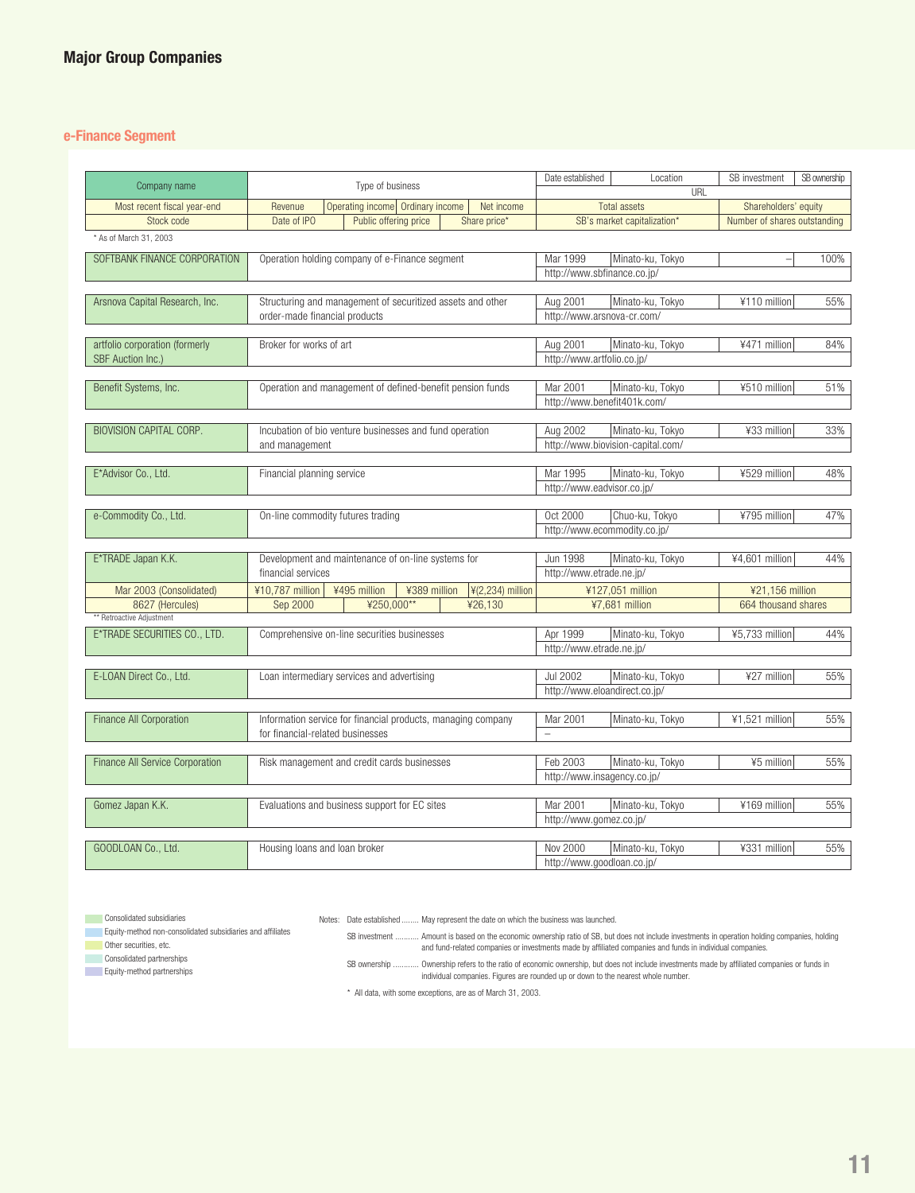## Major Group Companies

### e-Finance Segment

| Company name | Type of business | | | | Date established | Location | SB investment | SB ownership |
|---|---|---|---|---|---|---|---|---|
| | | | | | URL | | | |
| Most recent fiscal year-end | Revenue | Operating income | Ordinary income | Net income | Total assets | | Shareholders' equity | |
| Stock code | Date of IPO | Public offering price | | Share price* | SB's market capitalization* | | Number of shares outstanding | |

\* As of March 31, 2003

| Company name | Type of business | Date established | Location | SB investment | SB ownership | URL |
|---|---|---|---|---|---|---|
| SOFTBANK FINANCE CORPORATION | Operation holding company of e-Finance segment | Mar 1999 | Minato-ku, Tokyo | – | 100% | http://www.sbfinance.co.jp/ |
| Arsnova Capital Research, Inc. | Structuring and management of securitized assets and other order-made financial products | Aug 2001 | Minato-ku, Tokyo | ¥110 million | 55% | http://www.arsnova-cr.com/ |
| artfolio corporation (formerly SBF Auction Inc.) | Broker for works of art | Aug 2001 | Minato-ku, Tokyo | ¥471 million | 84% | http://www.artfolio.co.jp/ |
| Benefit Systems, Inc. | Operation and management of defined-benefit pension funds | Mar 2001 | Minato-ku, Tokyo | ¥510 million | 51% | http://www.benefit401k.com/ |
| BIOVISION CAPITAL CORP. | Incubation of bio venture businesses and fund operation and management | Aug 2002 | Minato-ku, Tokyo | ¥33 million | 33% | http://www.biovision-capital.com/ |
| E*Advisor Co., Ltd. | Financial planning service | Mar 1995 | Minato-ku, Tokyo | ¥529 million | 48% | http://www.eadvisor.co.jp/ |
| e-Commodity Co., Ltd. | On-line commodity futures trading | Oct 2000 | Chuo-ku, Tokyo | ¥795 million | 47% | http://www.ecommodity.co.jp/ |
| E*TRADE Japan K.K. | Development and maintenance of on-line systems for financial services | Jun 1998 | Minato-ku, Tokyo | ¥4,601 million | 44% | http://www.etrade.ne.jp/ |
| E*TRADE SECURITIES CO., LTD. | Comprehensive on-line securities businesses | Apr 1999 | Minato-ku, Tokyo | ¥5,733 million | 44% | http://www.etrade.ne.jp/ |
| E-LOAN Direct Co., Ltd. | Loan intermediary services and advertising | Jul 2002 | Minato-ku, Tokyo | ¥27 million | 55% | http://www.eloandirect.co.jp/ |
| Finance All Corporation | Information service for financial products, managing company for financial-related businesses | Mar 2001 | Minato-ku, Tokyo | ¥1,521 million | 55% | – |
| Finance All Service Corporation | Risk management and credit cards businesses | Feb 2003 | Minato-ku, Tokyo | ¥5 million | 55% | http://www.insagency.co.jp/ |
| Gomez Japan K.K. | Evaluations and business support for EC sites | Mar 2001 | Minato-ku, Tokyo | ¥169 million | 55% | http://www.gomez.co.jp/ |
| GOODLOAN Co., Ltd. | Housing loans and loan broker | Nov 2000 | Minato-ku, Tokyo | ¥331 million | 55% | http://www.goodloan.co.jp/ |

**E*TRADE Japan K.K.**

| Most recent fiscal year-end | Revenue | Operating income | Ordinary income | Net income | Total assets | Shareholders' equity |
|---|---|---|---|---|---|---|
| Mar 2003 (Consolidated) | ¥10,787 million | ¥495 million | ¥389 million | ¥(2,234) million | ¥127,051 million | ¥21,156 million |

| Stock code | Date of IPO | Public offering price | Share price* | SB's market capitalization* | Number of shares outstanding |
|---|---|---|---|---|---|
| 8627 (Hercules) | Sep 2000 | ¥250,000** | ¥26,130 | ¥7,681 million | 664 thousand shares |

\*\* Retroactive Adjustment

- Consolidated subsidiaries
- Equity-method non-consolidated subsidiaries and affiliates
- Other securities, etc.
- Consolidated partnerships
- Equity-method partnerships

Notes:
- Date established ........ May represent the date on which the business was launched.
- SB investment .......... Amount is based on the economic ownership ratio of SB, but does not include investments in operation holding companies, holding and fund-related companies or investments made by affiliated companies and funds in individual companies.
- SB ownership ........... Ownership refers to the ratio of economic ownership, but does not include investments made by affiliated companies or funds in individual companies. Figures are rounded up or down to the nearest whole number.

\* All data, with some exceptions, are as of March 31, 2003.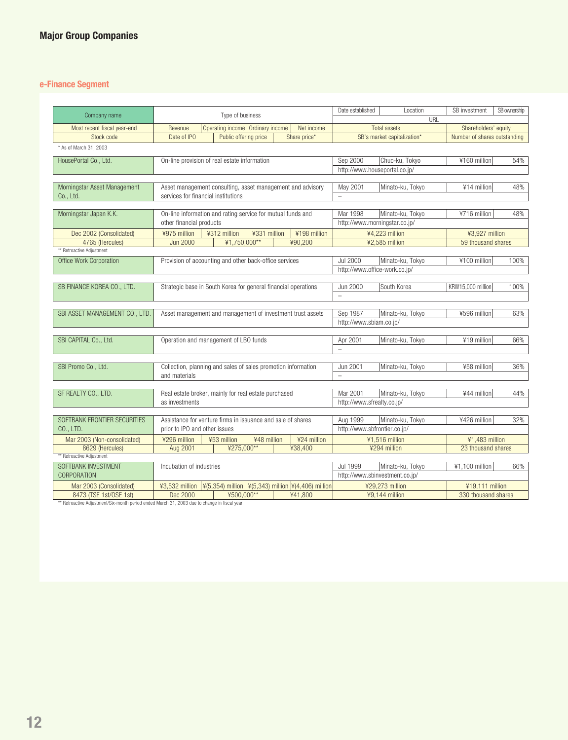## Major Group Companies

### e-Finance Segment

| Company name | Type of business | | | | Date established | Location | SB investment | SB ownership |
|---|---|---|---|---|---|---|---|---|
| | | | | | URL | | | |
| Most recent fiscal year-end | Revenue | Operating income | Ordinary income | Net income | Total assets | | Shareholders' equity | |
| Stock code | Date of IPO | Public offering price | | Share price* | SB's market capitalization* | | Number of shares outstanding | |

\* As of March 31, 2003

| Company name | Type of business | | | | Date established | Location | SB investment | SB ownership |
|---|---|---|---|---|---|---|---|---|
| HousePortal Co., Ltd. | On-line provision of real estate information | | | | Sep 2000 | Chuo-ku, Tokyo | ¥160 million | 54% |
| | | | | | http://www.houseportal.co.jp/ | | | |
| Morningstar Asset Management Co., Ltd. | Asset management consulting, asset management and advisory services for financial institutions | | | | May 2001 | Minato-ku, Tokyo | ¥14 million | 48% |
| | | | | | – | | | |
| Morningstar Japan K.K. | On-line information and rating service for mutual funds and other financial products | | | | Mar 1998 | Minato-ku, Tokyo | ¥716 million | 48% |
| | | | | | http://www.morningstar.co.jp/ | | | |
| Dec 2002 (Consolidated) | ¥975 million | ¥312 million | ¥331 million | ¥198 million | ¥4,223 million | | ¥3,927 million | |
| 4765 (Hercules) | Jun 2000 | ¥1,750,000** | | ¥90,200 | ¥2,585 million | | 59 thousand shares | |
| ** Retroactive Adjustment | | | | | | | | |
| Office Work Corporation | Provision of accounting and other back-office services | | | | Jul 2000 | Minato-ku, Tokyo | ¥100 million | 100% |
| | | | | | http://www.office-work.co.jp/ | | | |
| SB FINANCE KOREA CO., LTD. | Strategic base in South Korea for general financial operations | | | | Jun 2000 | South Korea | KRW15,000 million | 100% |
| | | | | | – | | | |
| SBI ASSET MANAGEMENT CO., LTD. | Asset management and management of investment trust assets | | | | Sep 1987 | Minato-ku, Tokyo | ¥596 million | 63% |
| | | | | | http://www.sbiam.co.jp/ | | | |
| SBI CAPITAL Co., Ltd. | Operation and management of LBO funds | | | | Apr 2001 | Minato-ku, Tokyo | ¥19 million | 66% |
| | | | | | – | | | |
| SBI Promo Co., Ltd. | Collection, planning and sales of sales promotion information and materials | | | | Jun 2001 | Minato-ku, Tokyo | ¥58 million | 36% |
| | | | | | – | | | |
| SF REALTY CO., LTD. | Real estate broker, mainly for real estate purchased as investments | | | | Mar 2001 | Minato-ku, Tokyo | ¥44 million | 44% |
| | | | | | http://www.sfrealty.co.jp/ | | | |
| SOFTBANK FRONTIER SECURITIES CO., LTD. | Assistance for venture firms in issuance and sale of shares prior to IPO and other issues | | | | Aug 1999 | Minato-ku, Tokyo | ¥426 million | 32% |
| | | | | | http://www.sbfrontier.co.jp/ | | | |
| Mar 2003 (Non-consolidated) | ¥296 million | ¥53 million | ¥48 million | ¥24 million | ¥1,516 million | | ¥1,483 million | |
| 8629 (Hercules) | Aug 2001 | ¥275,000** | | ¥38,400 | ¥294 million | | 23 thousand shares | |
| ** Retroactive Adjustment | | | | | | | | |
| SOFTBANK INVESTMENT CORPORATION | Incubation of industries | | | | Jul 1999 | Minato-ku, Tokyo | ¥1,100 million | 66% |
| | | | | | http://www.sbinvestment.co.jp/ | | | |
| Mar 2003 (Consolidated) | ¥3,532 million | ¥(5,354) million | ¥(5,343) million | ¥(4,406) million | ¥29,273 million | | ¥19,111 million | |
| 8473 (TSE 1st/OSE 1st) | Dec 2000 | ¥500,000** | | ¥41,800 | ¥9,144 million | | 330 thousand shares | |

** Retroactive Adjustment/Six-month period ended March 31, 2003 due to change in fiscal year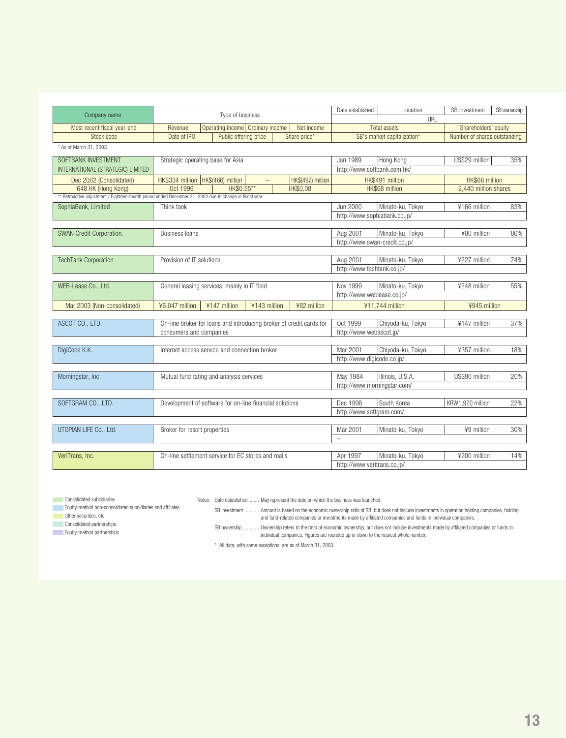| Company name | Type of business | | | | Date established | Location | SB investment | SB ownership |
|---|---|---|---|---|---|---|---|---|
| | | | | | URL | | | |
| Most recent fiscal year-end | Revenue | Operating income | Ordinary income | Net income | Total assets | | Shareholders' equity | |
| Stock code | Date of IPO | Public offering price | | Share price* | SB's market capitalization* | | Number of shares outstanding | |

\* As of March 31, 2003

| Company name | Type of business | | | | Date established | Location | SB investment | SB ownership |
|---|---|---|---|---|---|---|---|---|
| SOFTBANK INVESTMENT INTERNATIONAL (STRATEGIC) LIMITED | Strategic operating base for Asia | | | | Jan 1989 | Hong Kong | US$29 million | 35% |
| | | | | | http://www.softbank.com.hk/ | | | |
| Dec 2002 (Consolidated) | HK$334 million | HK$(486) million | – | HK$(497) million | HK$491 million | | HK$68 million | |
| 648 HK (Hong Kong) | Oct 1999 | HK$0.55** | | HK$0.08 | HK$68 million | | 2,440 million shares | |
| SophiaBank, Limited | Think tank | | | | Jun 2000 | Minato-ku, Tokyo | ¥166 million | 83% |
| | | | | | http://www.sophiabank.co.jp/ | | | |
| SWAN Credit Corporation. | Business loans | | | | Aug 2001 | Minato-ku, Tokyo | ¥80 million | 80% |
| | | | | | http://www.swan-credit.co.jp/ | | | |
| TechTank Corporation | Provision of IT solutions | | | | Aug 2001 | Minato-ku, Tokyo | ¥227 million | 74% |
| | | | | | http://www.techtank.co.jp/ | | | |
| WEB-Lease Co., Ltd. | General leasing services, mainly in IT field | | | | Nov 1999 | Minato-ku, Tokyo | ¥248 million | 55% |
| | | | | | http://www.weblease.co.jp/ | | | |
| Mar 2003 (Non-consolidated) | ¥6,047 million | ¥147 million | ¥143 million | ¥82 million | ¥11,744 million | | ¥945 million | |
| ASCOT CO., LTD. | On-line broker for loans and introducing broker of credit cards for consumers and companies | | | | Oct 1999 | Chiyoda-ku, Tokyo | ¥147 million | 37% |
| | | | | | http://www.webascot.jp/ | | | |
| DigiCode K.K. | Internet access service and connection broker | | | | Mar 2001 | Chiyoda-ku, Tokyo | ¥357 million | 18% |
| | | | | | http://www.digicode.co.jp/ | | | |
| Morningstar, Inc. | Mutual fund rating and analysis services | | | | May 1984 | Illinois, U.S.A. | US$90 million | 20% |
| | | | | | http://www.morningstar.com/ | | | |
| SOFTGRAM CO., LTD. | Development of software for on-line financial solutions | | | | Dec 1998 | South Korea | KRW1,920 million | 22% |
| | | | | | http://www.softgram.com/ | | | |
| UTOPIAN LIFE Co., Ltd. | Broker for resort properties | | | | Mar 2001 | Minato-ku, Tokyo | ¥9 million | 30% |
| | | | | | – | | | |
| VeriTrans, Inc. | On-line settlement service for EC stores and malls | | | | Apr 1997 | Minato-ku, Tokyo | ¥200 million | 14% |
| | | | | | http://www.veritrans.co.jp/ | | | |

\*\* Retroactive adjustment / Eighteen-month period ended December 31, 2002 due to change in fiscal year

- Consolidated subsidiaries
- Equity-method non-consolidated subsidiaries and affiliates
- Other securities, etc.
- Consolidated partnerships
- Equity-method partnerships

Notes: Date established ........ May represent the date on which the business was launched.

SB investment ........... Amount is based on the economic ownership ratio of SB, but does not include investments in operation holding companies, holding and fund-related companies or investments made by affiliated companies and funds in individual companies.

SB ownership ........... Ownership refers to the ratio of economic ownership, but does not include investments made by affiliated companies or funds in individual companies. Figures are rounded up or down to the nearest whole number.

\* All data, with some exceptions, are as of March 31, 2003.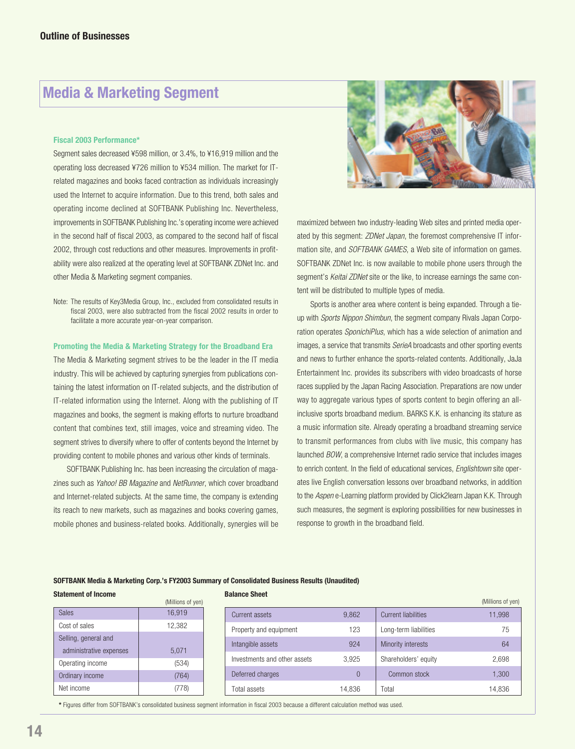## Media & Marketing Segment

### Fiscal 2003 Performance*

Segment sales decreased ¥598 million, or 3.4%, to ¥16,919 million and the operating loss decreased ¥726 million to ¥534 million. The market for IT-related magazines and books faced contraction as individuals increasingly used the Internet to acquire information. Due to this trend, both sales and operating income declined at SOFTBANK Publishing Inc. Nevertheless, improvements in SOFTBANK Publishing Inc.'s operating income were achieved in the second half of fiscal 2003, as compared to the second half of fiscal 2002, through cost reductions and other measures. Improvements in profitability were also realized at the operating level at SOFTBANK ZDNet Inc. and other Media & Marketing segment companies.

Note: The results of Key3Media Group, Inc., excluded from consolidated results in fiscal 2003, were also subtracted from the fiscal 2002 results in order to facilitate a more accurate year-on-year comparison.

### Promoting the Media & Marketing Strategy for the Broadband Era

The Media & Marketing segment strives to be the leader in the IT media industry. This will be achieved by capturing synergies from publications containing the latest information on IT-related subjects, and the distribution of IT-related information using the Internet. Along with the publishing of IT magazines and books, the segment is making efforts to nurture broadband content that combines text, still images, voice and streaming video. The segment strives to diversify where to offer of contents beyond the Internet by providing content to mobile phones and various other kinds of terminals.

SOFTBANK Publishing Inc. has been increasing the circulation of magazines such as *Yahoo! BB Magazine* and *NetRunner*, which cover broadband and Internet-related subjects. At the same time, the company is extending its reach to new markets, such as magazines and books covering games, mobile phones and business-related books. Additionally, synergies will be maximized between two industry-leading Web sites and printed media operated by this segment: *ZDNet Japan*, the foremost comprehensive IT information site, and *SOFTBANK GAMES*, a Web site of information on games. SOFTBANK ZDNet Inc. is now available to mobile phone users through the segment's *Keitai ZDNet* site or the like, to increase earnings the same content will be distributed to multiple types of media.

Sports is another area where content is being expanded. Through a tie-up with *Sports Nippon Shimbun*, the segment company Rivals Japan Corporation operates *SponichiPlus*, which has a wide selection of animation and images, a service that transmits *SerieA* broadcasts and other sporting events and news to further enhance the sports-related contents. Additionally, JaJa Entertainment Inc. provides its subscribers with video broadcasts of horse races supplied by the Japan Racing Association. Preparations are now under way to aggregate various types of sports content to begin offering an all-inclusive sports broadband medium. BARKS K.K. is enhancing its stature as a music information site. Already operating a broadband streaming service to transmit performances from clubs with live music, this company has launched *BOW*, a comprehensive Internet radio service that includes images to enrich content. In the field of educational services, *Englishtown* site operates live English conversation lessons over broadband networks, in addition to the *Aspen* e-Learning platform provided by Click2learn Japan K.K. Through such measures, the segment is exploring possibilities for new businesses in response to growth in the broadband field.

**SOFTBANK Media & Marketing Corp.'s FY2003 Summary of Consolidated Business Results (Unaudited)**

**Statement of Income**

(Millions of yen)

| | |
|---|---|
| Sales | 16,919 |
| Cost of sales | 12,382 |
| Selling, general and administrative expenses | 5,071 |
| Operating income | (534) |
| Ordinary income | (764) |
| Net income | (778) |

**Balance Sheet**

(Millions of yen)

| | | | |
|---|---|---|---|
| Current assets | 9,862 | Current liabilities | 11,998 |
| Property and equipment | 123 | Long-term liabilities | 75 |
| Intangible assets | 924 | Minority interests | 64 |
| Investments and other assets | 3,925 | Shareholders' equity | 2,698 |
| Deferred charges | 0 | Common stock | 1,300 |
| Total assets | 14,836 | Total | 14,836 |

* Figures differ from SOFTBANK's consolidated business segment information in fiscal 2003 because a different calculation method was used.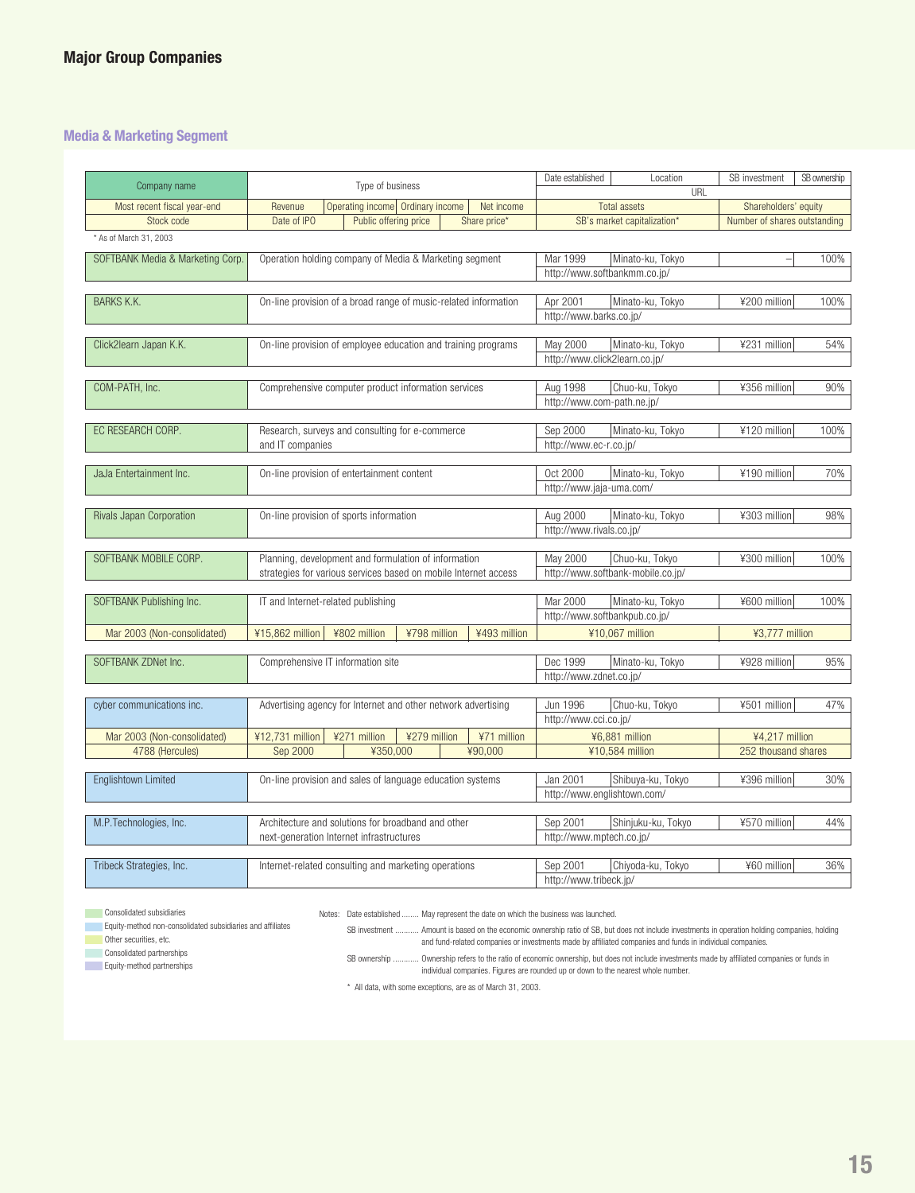# Major Group Companies

## Media & Marketing Segment

| Company name | Type of business | Date established | Location | SB investment | SB ownership |
|---|---|---|---|---|---|
| | | URL | | | |
| **Most recent fiscal year-end** | **Revenue / Operating income / Ordinary income / Net income** | **Total assets** | | **Shareholders' equity** | |
| **Stock code** | **Date of IPO / Public offering price / Share price*** | **SB's market capitalization*** | | **Number of shares outstanding** | |
| SOFTBANK Media & Marketing Corp. | Operation holding company of Media & Marketing segment | Mar 1999 | Minato-ku, Tokyo | – | 100% |
| | | http://www.softbankmm.co.jp/ | | | |
| BARKS K.K. | On-line provision of a broad range of music-related information | Apr 2001 | Minato-ku, Tokyo | ¥200 million | 100% |
| | | http://www.barks.co.jp/ | | | |
| Click2learn Japan K.K. | On-line provision of employee education and training programs | May 2000 | Minato-ku, Tokyo | ¥231 million | 54% |
| | | http://www.click2learn.co.jp/ | | | |
| COM-PATH, Inc. | Comprehensive computer product information services | Aug 1998 | Chuo-ku, Tokyo | ¥356 million | 90% |
| | | http://www.com-path.ne.jp/ | | | |
| EC RESEARCH CORP. | Research, surveys and consulting for e-commerce and IT companies | Sep 2000 | Minato-ku, Tokyo | ¥120 million | 100% |
| | | http://www.ec-r.co.jp/ | | | |
| JaJa Entertainment Inc. | On-line provision of entertainment content | Oct 2000 | Minato-ku, Tokyo | ¥190 million | 70% |
| | | http://www.jaja-uma.com/ | | | |
| Rivals Japan Corporation | On-line provision of sports information | Aug 2000 | Minato-ku, Tokyo | ¥303 million | 98% |
| | | http://www.rivals.co.jp/ | | | |
| SOFTBANK MOBILE CORP. | Planning, development and formulation of information strategies for various services based on mobile Internet access | May 2000 | Chuo-ku, Tokyo | ¥300 million | 100% |
| | | http://www.softbank-mobile.co.jp/ | | | |
| SOFTBANK Publishing Inc. | IT and Internet-related publishing | Mar 2000 | Minato-ku, Tokyo | ¥600 million | 100% |
| | | http://www.softbankpub.co.jp/ | | | |
| Mar 2003 (Non-consolidated) | ¥15,862 million / ¥802 million / ¥798 million / ¥493 million | ¥10,067 million | | ¥3,777 million | |
| SOFTBANK ZDNet Inc. | Comprehensive IT information site | Dec 1999 | Minato-ku, Tokyo | ¥928 million | 95% |
| | | http://www.zdnet.co.jp/ | | | |
| cyber communications inc. | Advertising agency for Internet and other network advertising | Jun 1996 | Chuo-ku, Tokyo | ¥501 million | 47% |
| | | http://www.cci.co.jp/ | | | |
| Mar 2003 (Non-consolidated) | ¥12,731 million / ¥271 million / ¥279 million / ¥71 million | ¥6,881 million | | ¥4,217 million | |
| 4788 (Hercules) | Sep 2000 / ¥350,000 / ¥90,000 | ¥10,584 million | | 252 thousand shares | |
| Englishtown Limited | On-line provision and sales of language education systems | Jan 2001 | Shibuya-ku, Tokyo | ¥396 million | 30% |
| | | http://www.englishtown.com/ | | | |
| M.P.Technologies, Inc. | Architecture and solutions for broadband and other next-generation Internet infrastructures | Sep 2001 | Shinjuku-ku, Tokyo | ¥570 million | 44% |
| | | http://www.mptech.co.jp/ | | | |
| Tribeck Strategies, Inc. | Internet-related consulting and marketing operations | Sep 2001 | Chiyoda-ku, Tokyo | ¥60 million | 36% |
| | | http://www.tribeck.jp/ | | | |

\* As of March 31, 2003

Legend:
- Consolidated subsidiaries
- Equity-method non-consolidated subsidiaries and affiliates
- Other securities, etc.
- Consolidated partnerships
- Equity-method partnerships

Notes:
- Date established ........ May represent the date on which the business was launched.
- SB investment ........... Amount is based on the economic ownership ratio of SB, but does not include investments in operation holding companies, holding and fund-related companies or investments made by affiliated companies and funds in individual companies.
- SB ownership ........... Ownership refers to the ratio of economic ownership, but does not include investments made by affiliated companies or funds in individual companies. Figures are rounded up or down to the nearest whole number.

\* All data, with some exceptions, are as of March 31, 2003.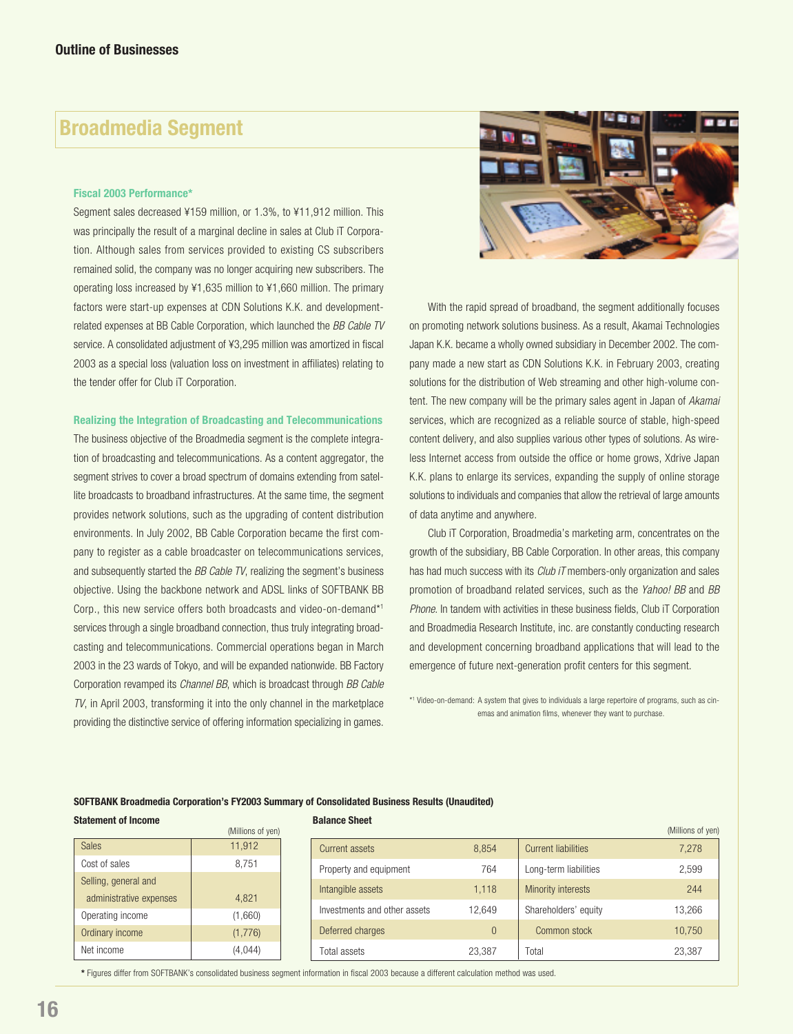## Broadmedia Segment

**Fiscal 2003 Performance***

Segment sales decreased ¥159 million, or 1.3%, to ¥11,912 million. This was principally the result of a marginal decline in sales at Club iT Corporation. Although sales from services provided to existing CS subscribers remained solid, the company was no longer acquiring new subscribers. The operating loss increased by ¥1,635 million to ¥1,660 million. The primary factors were start-up expenses at CDN Solutions K.K. and development-related expenses at BB Cable Corporation, which launched the *BB Cable TV* service. A consolidated adjustment of ¥3,295 million was amortized in fiscal 2003 as a special loss (valuation loss on investment in affiliates) relating to the tender offer for Club iT Corporation.

**Realizing the Integration of Broadcasting and Telecommunications**

The business objective of the Broadmedia segment is the complete integration of broadcasting and telecommunications. As a content aggregator, the segment strives to cover a broad spectrum of domains extending from satellite broadcasts to broadband infrastructures. At the same time, the segment provides network solutions, such as the upgrading of content distribution environments. In July 2002, BB Cable Corporation became the first company to register as a cable broadcaster on telecommunications services, and subsequently started the *BB Cable TV*, realizing the segment's business objective. Using the backbone network and ADSL links of SOFTBANK BB Corp., this new service offers both broadcasts and video-on-demand[*1] services through a single broadband connection, thus truly integrating broadcasting and telecommunications. Commercial operations began in March 2003 in the 23 wards of Tokyo, and will be expanded nationwide. BB Factory Corporation revamped its *Channel BB*, which is broadcast through *BB Cable TV*, in April 2003, transforming it into the only channel in the marketplace providing the distinctive service of offering information specializing in games.

With the rapid spread of broadband, the segment additionally focuses on promoting network solutions business. As a result, Akamai Technologies Japan K.K. became a wholly owned subsidiary in December 2002. The company made a new start as CDN Solutions K.K. in February 2003, creating solutions for the distribution of Web streaming and other high-volume content. The new company will be the primary sales agent in Japan of *Akamai* services, which are recognized as a reliable source of stable, high-speed content delivery, and also supplies various other types of solutions. As wireless Internet access from outside the office or home grows, Xdrive Japan K.K. plans to enlarge its services, expanding the supply of online storage solutions to individuals and companies that allow the retrieval of large amounts of data anytime and anywhere.

Club iT Corporation, Broadmedia's marketing arm, concentrates on the growth of the subsidiary, BB Cable Corporation. In other areas, this company has had much success with its *Club iT* members-only organization and sales promotion of broadband related services, such as the *Yahoo! BB* and *BB Phone*. In tandem with activities in these business fields, Club iT Corporation and Broadmedia Research Institute, inc. are constantly conducting research and development concerning broadband applications that will lead to the emergence of future next-generation profit centers for this segment.

[*1] Video-on-demand: A system that gives to individuals a large repertoire of programs, such as cinemas and animation films, whenever they want to purchase.

**SOFTBANK Broadmedia Corporation's FY2003 Summary of Consolidated Business Results (Unaudited)**

**Statement of Income**

(Millions of yen)

| | |
|---|---|
| Sales | 11,912 |
| Cost of sales | 8,751 |
| Selling, general and administrative expenses | 4,821 |
| Operating income | (1,660) |
| Ordinary income | (1,776) |
| Net income | (4,044) |

**Balance Sheet**

(Millions of yen)

| | | | |
|---|---|---|---|
| Current assets | 8,854 | Current liabilities | 7,278 |
| Property and equipment | 764 | Long-term liabilities | 2,599 |
| Intangible assets | 1,118 | Minority interests | 244 |
| Investments and other assets | 12,649 | Shareholders' equity | 13,266 |
| Deferred charges | 0 | Common stock | 10,750 |
| Total assets | 23,387 | Total | 23,387 |

\* Figures differ from SOFTBANK's consolidated business segment information in fiscal 2003 because a different calculation method was used.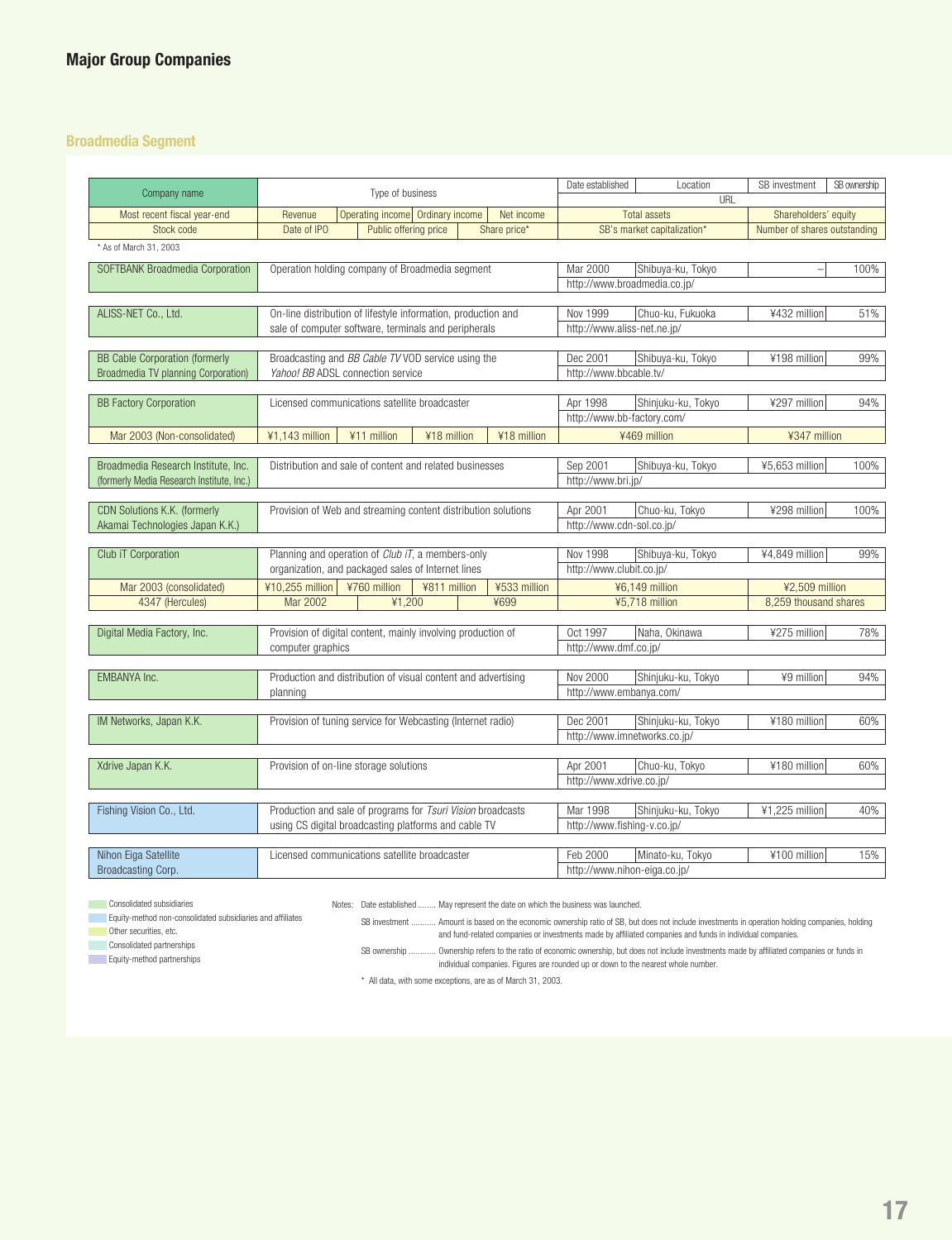## Major Group Companies

### Broadmedia Segment

| Company name | Type of business | | | | Date established | Location | SB investment | SB ownership |
|---|---|---|---|---|---|---|---|---|
| | | | | | URL | | | |
| Most recent fiscal year-end | Revenue | Operating income | Ordinary income | Net income | Total assets | | Shareholders' equity | |
| Stock code | Date of IPO | Public offering price | | Share price* | SB's market capitalization* | | Number of shares outstanding | |

* As of March 31, 2003

| Company name | Type of business | | | | Date established | Location | SB investment | SB ownership |
|---|---|---|---|---|---|---|---|---|
| SOFTBANK Broadmedia Corporation | Operation holding company of Broadmedia segment | | | | Mar 2000 | Shibuya-ku, Tokyo | – | 100% |
| | | | | | http://www.broadmedia.co.jp/ | | | |
| ALISS-NET Co., Ltd. | On-line distribution of lifestyle information, production and sale of computer software, terminals and peripherals | | | | Nov 1999 | Chuo-ku, Fukuoka | ¥432 million | 51% |
| | | | | | http://www.aliss-net.ne.jp/ | | | |
| BB Cable Corporation (formerly Broadmedia TV planning Corporation) | Broadcasting and *BB Cable TV* VOD service using the *Yahoo! BB* ADSL connection service | | | | Dec 2001 | Shibuya-ku, Tokyo | ¥198 million | 99% |
| | | | | | http://www.bbcable.tv/ | | | |
| BB Factory Corporation | Licensed communications satellite broadcaster | | | | Apr 1998 | Shinjuku-ku, Tokyo | ¥297 million | 94% |
| | | | | | http://www.bb-factory.com/ | | | |
| Mar 2003 (Non-consolidated) | ¥1,143 million | ¥11 million | ¥18 million | ¥18 million | ¥469 million | | ¥347 million | |
| Broadmedia Research Institute, Inc. (formerly Media Research Institute, Inc.) | Distribution and sale of content and related businesses | | | | Sep 2001 | Shibuya-ku, Tokyo | ¥5,653 million | 100% |
| | | | | | http://www.bri.jp/ | | | |
| CDN Solutions K.K. (formerly Akamai Technologies Japan K.K.) | Provision of Web and streaming content distribution solutions | | | | Apr 2001 | Chuo-ku, Tokyo | ¥298 million | 100% |
| | | | | | http://www.cdn-sol.co.jp/ | | | |
| Club iT Corporation | Planning and operation of *Club iT*, a members-only organization, and packaged sales of Internet lines | | | | Nov 1998 | Shibuya-ku, Tokyo | ¥4,849 million | 99% |
| | | | | | http://www.clubit.co.jp/ | | | |
| Mar 2003 (consolidated) | ¥10,255 million | ¥760 million | ¥811 million | ¥533 million | ¥6,149 million | | ¥2,509 million | |
| 4347 (Hercules) | Mar 2002 | ¥1,200 | | ¥699 | ¥5,718 million | | 8,259 thousand shares | |
| Digital Media Factory, Inc. | Provision of digital content, mainly involving production of computer graphics | | | | Oct 1997 | Naha, Okinawa | ¥275 million | 78% |
| | | | | | http://www.dmf.co.jp/ | | | |
| EMBANYA Inc. | Production and distribution of visual content and advertising planning | | | | Nov 2000 | Shinjuku-ku, Tokyo | ¥9 million | 94% |
| | | | | | http://www.embanya.com/ | | | |
| IM Networks, Japan K.K. | Provision of tuning service for Webcasting (Internet radio) | | | | Dec 2001 | Shinjuku-ku, Tokyo | ¥180 million | 60% |
| | | | | | http://www.imnetworks.co.jp/ | | | |
| Xdrive Japan K.K. | Provision of on-line storage solutions | | | | Apr 2001 | Chuo-ku, Tokyo | ¥180 million | 60% |
| | | | | | http://www.xdrive.co.jp/ | | | |
| Fishing Vision Co., Ltd. | Production and sale of programs for *Tsuri Vision* broadcasts using CS digital broadcasting platforms and cable TV | | | | Mar 1998 | Shinjuku-ku, Tokyo | ¥1,225 million | 40% |
| | | | | | http://www.fishing-v.co.jp/ | | | |
| Nihon Eiga Satellite Broadcasting Corp. | Licensed communications satellite broadcaster | | | | Feb 2000 | Minato-ku, Tokyo | ¥100 million | 15% |
| | | | | | http://www.nihon-eiga.co.jp/ | | | |

- Consolidated subsidiaries
- Equity-method non-consolidated subsidiaries and affiliates
- Other securities, etc.
- Consolidated partnerships
- Equity-method partnerships

Notes: Date established ........ May represent the date on which the business was launched.

SB investment .......... Amount is based on the economic ownership ratio of SB, but does not include investments in operation holding companies, holding and fund-related companies or investments made by affiliated companies and funds in individual companies.

SB ownership ........... Ownership refers to the ratio of economic ownership, but does not include investments made by affiliated companies or funds in individual companies. Figures are rounded up or down to the nearest whole number.

\* All data, with some exceptions, are as of March 31, 2003.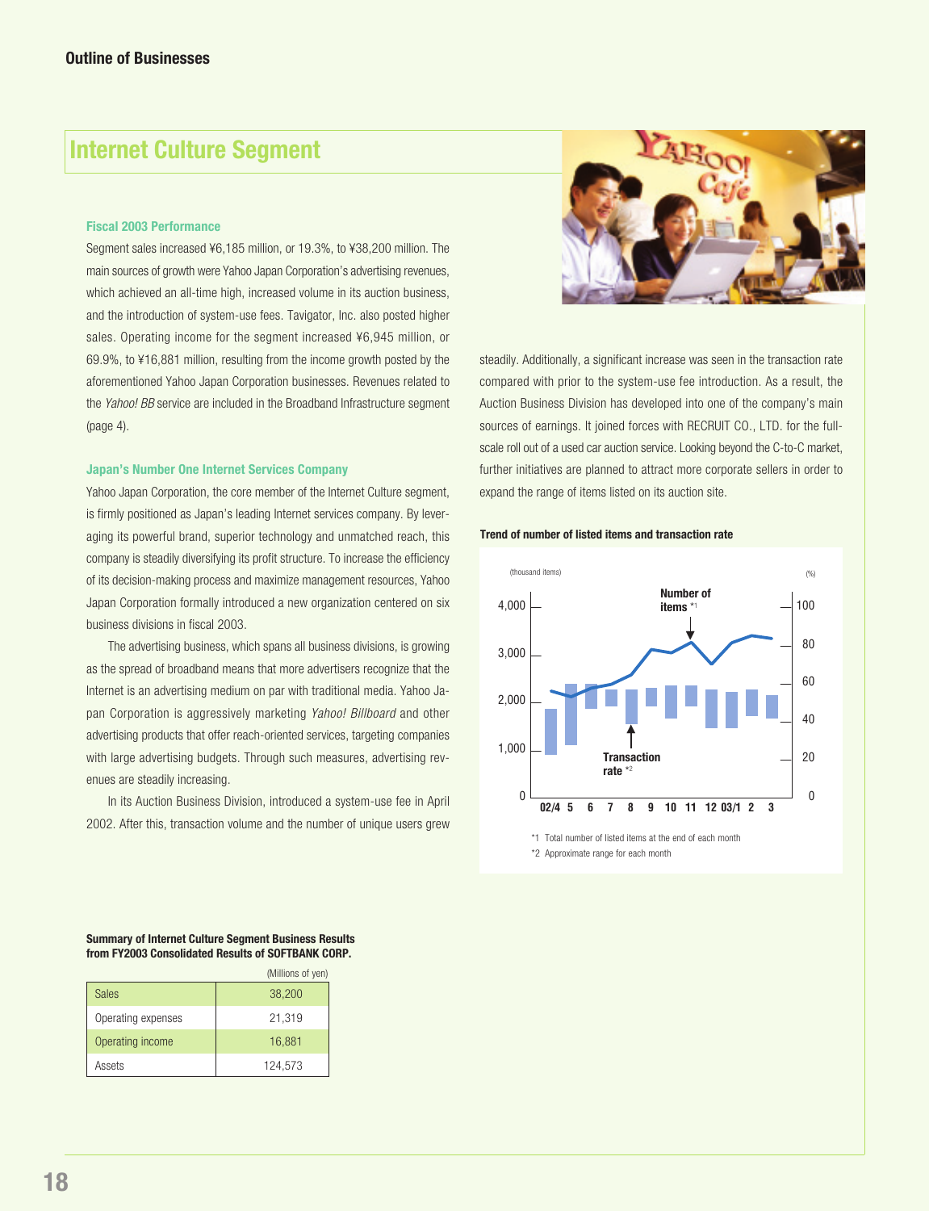Outline of Businesses

## Internet Culture Segment

### Fiscal 2003 Performance

Segment sales increased ¥6,185 million, or 19.3%, to ¥38,200 million. The main sources of growth were Yahoo Japan Corporation's advertising revenues, which achieved an all-time high, increased volume in its auction business, and the introduction of system-use fees. Tavigator, Inc. also posted higher sales. Operating income for the segment increased ¥6,945 million, or 69.9%, to ¥16,881 million, resulting from the income growth posted by the aforementioned Yahoo Japan Corporation businesses. Revenues related to the *Yahoo! BB* service are included in the Broadband Infrastructure segment (page 4).

### Japan's Number One Internet Services Company

Yahoo Japan Corporation, the core member of the Internet Culture segment, is firmly positioned as Japan's leading Internet services company. By leveraging its powerful brand, superior technology and unmatched reach, this company is steadily diversifying its profit structure. To increase the efficiency of its decision-making process and maximize management resources, Yahoo Japan Corporation formally introduced a new organization centered on six business divisions in fiscal 2003.

The advertising business, which spans all business divisions, is growing as the spread of broadband means that more advertisers recognize that the Internet is an advertising medium on par with traditional media. Yahoo Japan Corporation is aggressively marketing *Yahoo! Billboard* and other advertising products that offer reach-oriented services, targeting companies with large advertising budgets. Through such measures, advertising revenues are steadily increasing.

In its Auction Business Division, introduced a system-use fee in April 2002. After this, transaction volume and the number of unique users grew steadily. Additionally, a significant increase was seen in the transaction rate compared with prior to the system-use fee introduction. As a result, the Auction Business Division has developed into one of the company's main sources of earnings. It joined forces with RECRUIT CO., LTD. for the full-scale roll out of a used car auction service. Looking beyond the C-to-C market, further initiatives are planned to attract more corporate sellers in order to expand the range of items listed on its auction site.

**Trend of number of listed items and transaction rate**

*1 Total number of listed items at the end of each month
*2 Approximate range for each month

**Summary of Internet Culture Segment Business Results from FY2003 Consolidated Results of SOFTBANK CORP.**

(Millions of yen)

| | |
|---|---|
| Sales | 38,200 |
| Operating expenses | 21,319 |
| Operating income | 16,881 |
| Assets | 124,573 |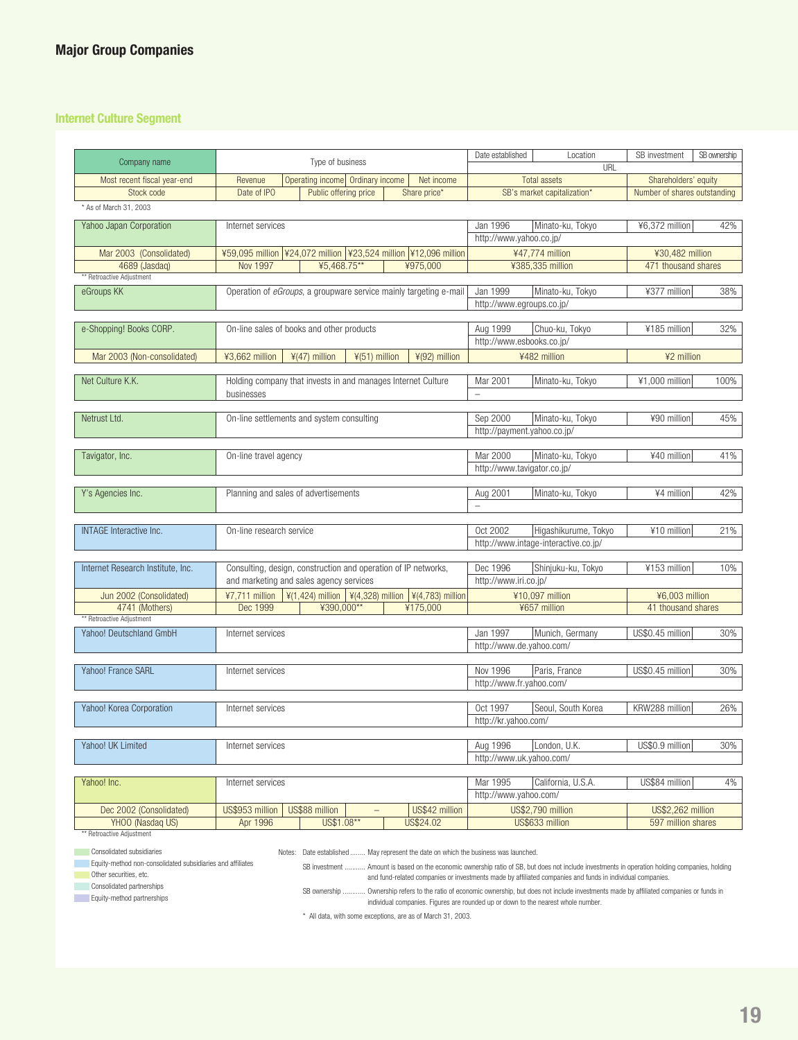## Major Group Companies

### Internet Culture Segment

| Company name | Type of business | | | | Date established | Location | SB investment | SB ownership |
|---|---|---|---|---|---|---|---|---|
| | | | | | URL | | | |
| Most recent fiscal year-end | Revenue | Operating income | Ordinary income | Net income | Total assets | | Shareholders' equity | |
| Stock code | Date of IPO | Public offering price | | Share price* | SB's market capitalization* | | Number of shares outstanding | |

\* As of March 31, 2003

| Company name | Type of business | | | | Date established | Location | SB investment | SB ownership |
|---|---|---|---|---|---|---|---|---|
| Yahoo Japan Corporation | Internet services | | | | Jan 1996 | Minato-ku, Tokyo | ¥6,372 million | 42% |
| | | | | | http://www.yahoo.co.jp/ | | | |
| Mar 2003 (Consolidated) | ¥59,095 million | ¥24,072 million | ¥23,524 million | ¥12,096 million | ¥47,774 million | | ¥30,482 million | |
| 4689 (Jasdaq) | Nov 1997 | ¥5,468.75** | | ¥975,000 | ¥385,335 million | | 471 thousand shares | |
| ** Retroactive Adjustment | | | | | | | | |
| eGroups KK | Operation of *eGroups*, a groupware service mainly targeting e-mail | | | | Jan 1999 | Minato-ku, Tokyo | ¥377 million | 38% |
| | | | | | http://www.egroups.co.jp/ | | | |
| e-Shopping! Books CORP. | On-line sales of books and other products | | | | Aug 1999 | Chuo-ku, Tokyo | ¥185 million | 32% |
| | | | | | http://www.esbooks.co.jp/ | | | |
| Mar 2003 (Non-consolidated) | ¥3,662 million | ¥(47) million | ¥(51) million | ¥(92) million | ¥482 million | | ¥2 million | |
| Net Culture K.K. | Holding company that invests in and manages Internet Culture businesses | | | | Mar 2001 | Minato-ku, Tokyo | ¥1,000 million | 100% |
| | | | | | – | | | |
| Netrust Ltd. | On-line settlements and system consulting | | | | Sep 2000 | Minato-ku, Tokyo | ¥90 million | 45% |
| | | | | | http://payment.yahoo.co.jp/ | | | |
| Tavigator, Inc. | On-line travel agency | | | | Mar 2000 | Minato-ku, Tokyo | ¥40 million | 41% |
| | | | | | http://www.tavigator.co.jp/ | | | |
| Y's Agencies Inc. | Planning and sales of advertisements | | | | Aug 2001 | Minato-ku, Tokyo | ¥4 million | 42% |
| | | | | | – | | | |
| INTAGE Interactive Inc. | On-line research service | | | | Oct 2002 | Higashikurume, Tokyo | ¥10 million | 21% |
| | | | | | http://www.intage-interactive.co.jp/ | | | |
| Internet Research Institute, Inc. | Consulting, design, construction and operation of IP networks, and marketing and sales agency services | | | | Dec 1996 | Shinjuku-ku, Tokyo | ¥153 million | 10% |
| | | | | | http://www.iri.co.jp/ | | | |
| Jun 2002 (Consolidated) | ¥7,711 million | ¥(1,424) million | ¥(4,328) million | ¥(4,783) million | ¥10,097 million | | ¥6,003 million | |
| 4741 (Mothers) | Dec 1999 | ¥390,000** | | ¥175,000 | ¥657 million | | 41 thousand shares | |
| ** Retroactive Adjustment | | | | | | | | |
| Yahoo! Deutschland GmbH | Internet services | | | | Jan 1997 | Munich, Germany | US$0.45 million | 30% |
| | | | | | http://www.de.yahoo.com/ | | | |
| Yahoo! France SARL | Internet services | | | | Nov 1996 | Paris, France | US$0.45 million | 30% |
| | | | | | http://www.fr.yahoo.com/ | | | |
| Yahoo! Korea Corporation | Internet services | | | | Oct 1997 | Seoul, South Korea | KRW288 million | 26% |
| | | | | | http://kr.yahoo.com/ | | | |
| Yahoo! UK Limited | Internet services | | | | Aug 1996 | London, U.K. | US$0.9 million | 30% |
| | | | | | http://www.uk.yahoo.com/ | | | |
| Yahoo! Inc. | Internet services | | | | Mar 1995 | California, U.S.A. | US$84 million | 4% |
| | | | | | http://www.yahoo.com/ | | | |
| Dec 2002 (Consolidated) | US$953 million | US$88 million | – | US$42 million | US$2,790 million | | US$2,262 million | |
| YHOO (Nasdaq US) | Apr 1996 | US$1.08** | | US$24.02 | US$633 million | | 597 million shares | |
| ** Retroactive Adjustment | | | | | | | | |

Legend:
- Consolidated subsidiaries
- Equity-method non-consolidated subsidiaries and affiliates
- Other securities, etc.
- Consolidated partnerships
- Equity-method partnerships

Notes:
- Date established ........ May represent the date on which the business was launched.
- SB investment ........... Amount is based on the economic ownership ratio of SB, but does not include investments in operation holding companies, holding and fund-related companies or investments made by affiliated companies and funds in individual companies.
- SB ownership ........... Ownership refers to the ratio of economic ownership, but does not include investments made by affiliated companies or funds in individual companies. Figures are rounded up or down to the nearest whole number.

\* All data, with some exceptions, are as of March 31, 2003.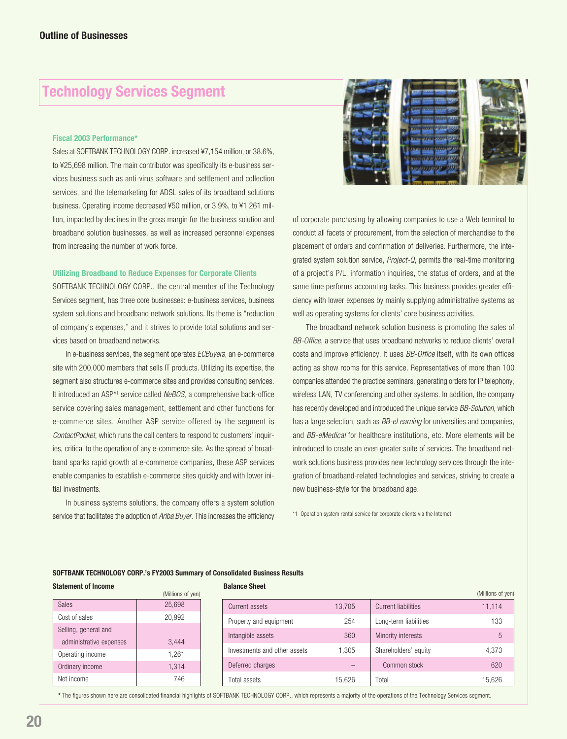**Outline of Businesses**

# Technology Services Segment

### Fiscal 2003 Performance*

Sales at SOFTBANK TECHNOLOGY CORP. increased ¥7,154 million, or 38.6%, to ¥25,698 million. The main contributor was specifically its e-business services business such as anti-virus software and settlement and collection services, and the telemarketing for ADSL sales of its broadband solutions business. Operating income decreased ¥50 million, or 3.9%, to ¥1,261 million, impacted by declines in the gross margin for the business solution and broadband solution businesses, as well as increased personnel expenses from increasing the number of work force.

### Utilizing Broadband to Reduce Expenses for Corporate Clients

SOFTBANK TECHNOLOGY CORP., the central member of the Technology Services segment, has three core businesses: e-business services, business system solutions and broadband network solutions. Its theme is "reduction of company's expenses," and it strives to provide total solutions and services based on broadband networks.

In e-business services, the segment operates *ECBuyers*, an e-commerce site with 200,000 members that sells IT products. Utilizing its expertise, the segment also structures e-commerce sites and provides consulting services. It introduced an ASP*[1] service called *NeBOS*, a comprehensive back-office service covering sales management, settlement and other functions for e-commerce sites. Another ASP service offered by the segment is *ContactPocket*, which runs the call centers to respond to customers' inquiries, critical to the operation of any e-commerce site. As the spread of broadband sparks rapid growth at e-commerce companies, these ASP services enable companies to establish e-commerce sites quickly and with lower initial investments.

In business systems solutions, the company offers a system solution service that facilitates the adoption of *Ariba Buyer*. This increases the efficiency of corporate purchasing by allowing companies to use a Web terminal to conduct all facets of procurement, from the selection of merchandise to the placement of orders and confirmation of deliveries. Furthermore, the integrated system solution service, *Project-Q*, permits the real-time monitoring of a project's P/L, information inquiries, the status of orders, and at the same time performs accounting tasks. This business provides greater efficiency with lower expenses by mainly supplying administrative systems as well as operating systems for clients' core business activities.

The broadband network solution business is promoting the sales of *BB-Office*, a service that uses broadband networks to reduce clients' overall costs and improve efficiency. It uses *BB-Office* itself, with its own offices acting as show rooms for this service. Representatives of more than 100 companies attended the practice seminars, generating orders for IP telephony, wireless LAN, TV conferencing and other systems. In addition, the company has recently developed and introduced the unique service *BB-Solution*, which has a large selection, such as *BB-eLearning* for universities and companies, and *BB-eMedical* for healthcare institutions, etc. More elements will be introduced to create an even greater suite of services. The broadband network solutions business provides new technology services through the integration of broadband-related technologies and services, striving to create a new business-style for the broadband age.

*1 Operation system rental service for corporate clients via the Internet.

**SOFTBANK TECHNOLOGY CORP.'s FY2003 Summary of Consolidated Business Results**

**Statement of Income**

(Millions of yen)

| Item | Amount |
|---|---|
| Sales | 25,698 |
| Cost of sales | 20,992 |
| Selling, general and administrative expenses | 3,444 |
| Operating income | 1,261 |
| Ordinary income | 1,314 |
| Net income | 746 |

**Balance Sheet**

(Millions of yen)

| Assets | | Liabilities and equity | |
|---|---|---|---|
| Current assets | 13,705 | Current liabilities | 11,114 |
| Property and equipment | 254 | Long-term liabilities | 133 |
| Intangible assets | 360 | Minority interests | 5 |
| Investments and other assets | 1,305 | Shareholders' equity | 4,373 |
| Deferred charges | – | Common stock | 620 |
| Total assets | 15,626 | Total | 15,626 |

* The figures shown here are consolidated financial highlights of SOFTBANK TECHNOLOGY CORP., which represents a majority of the operations of the Technology Services segment.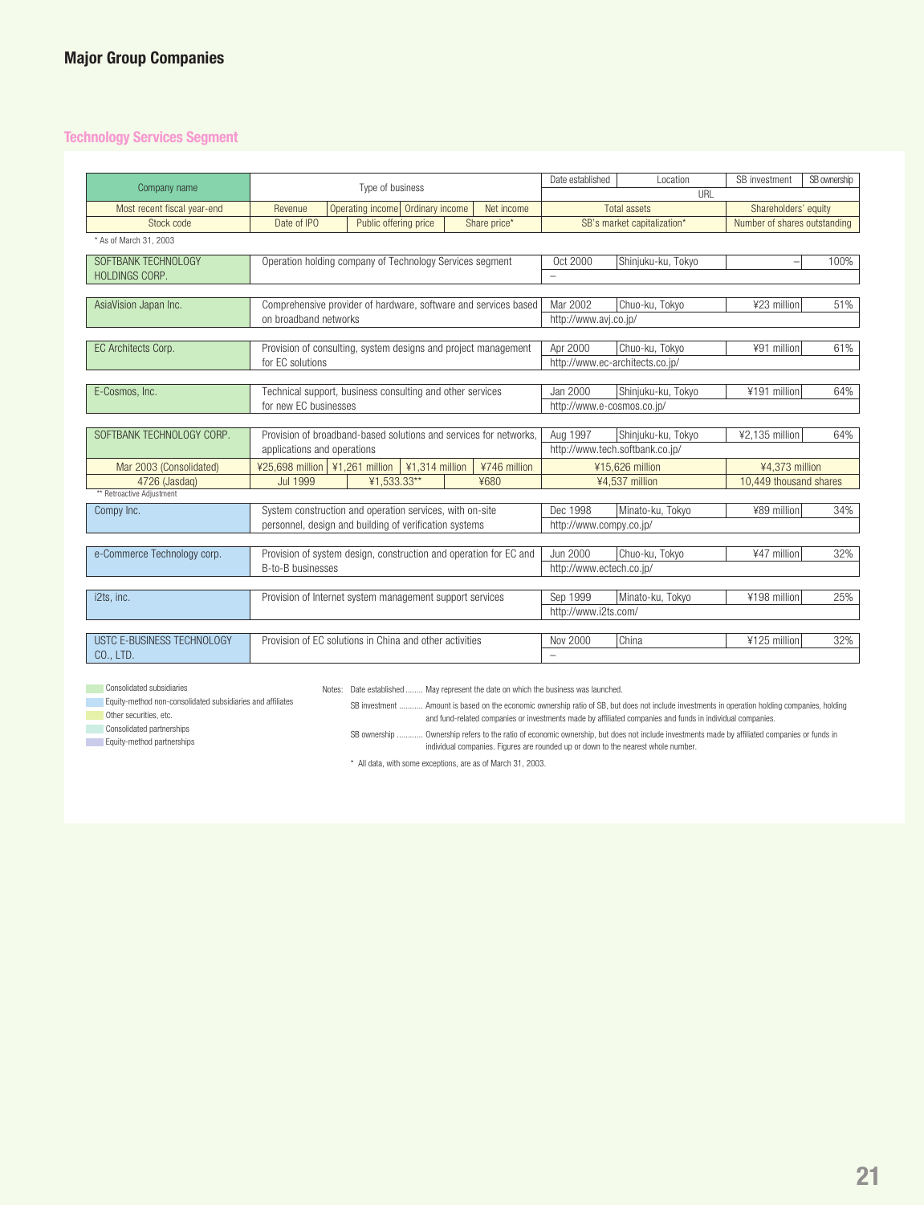## Major Group Companies

### Technology Services Segment

| Company name | Type of business | Date established | Location | SB investment | SB ownership |
|---|---|---|---|---|---|
| | | URL | | | |
| Most recent fiscal year-end | Revenue / Operating income / Ordinary income / Net income | Total assets | | Shareholders' equity | |
| Stock code | Date of IPO / Public offering price / Share price* | SB's market capitalization* | | Number of shares outstanding | |

\* As of March 31, 2003

| Company name | Type of business | Date established | Location | SB investment | SB ownership |
|---|---|---|---|---|---|
| SOFTBANK TECHNOLOGY HOLDINGS CORP. | Operation holding company of Technology Services segment | Oct 2000 | Shinjuku-ku, Tokyo | – | 100% |
| | | – | | | |
| AsiaVision Japan Inc. | Comprehensive provider of hardware, software and services based on broadband networks | Mar 2002 | Chuo-ku, Tokyo | ¥23 million | 51% |
| | | http://www.avj.co.jp/ | | | |
| EC Architects Corp. | Provision of consulting, system designs and project management for EC solutions | Apr 2000 | Chuo-ku, Tokyo | ¥91 million | 61% |
| | | http://www.ec-architects.co.jp/ | | | |
| E-Cosmos, Inc. | Technical support, business consulting and other services for new EC businesses | Jan 2000 | Shinjuku-ku, Tokyo | ¥191 million | 64% |
| | | http://www.e-cosmos.co.jp/ | | | |
| SOFTBANK TECHNOLOGY CORP. | Provision of broadband-based solutions and services for networks, applications and operations | Aug 1997 | Shinjuku-ku, Tokyo | ¥2,135 million | 64% |
| | | http://www.tech.softbank.co.jp/ | | | |
| Mar 2003 (Consolidated) | ¥25,698 million / ¥1,261 million / ¥1,314 million / ¥746 million | ¥15,626 million | | ¥4,373 million | |
| 4726 (Jasdaq) | Jul 1999 / ¥1,533.33** / ¥680 | ¥4,537 million | | 10,449 thousand shares | |
| Compy Inc. | System construction and operation services, with on-site personnel, design and building of verification systems | Dec 1998 | Minato-ku, Tokyo | ¥89 million | 34% |
| | | http://www.compy.co.jp/ | | | |
| e-Commerce Technology corp. | Provision of system design, construction and operation for EC and B-to-B businesses | Jun 2000 | Chuo-ku, Tokyo | ¥47 million | 32% |
| | | http://www.ectech.co.jp/ | | | |
| i2ts, inc. | Provision of Internet system management support services | Sep 1999 | Minato-ku, Tokyo | ¥198 million | 25% |
| | | http://www.i2ts.com/ | | | |
| USTC E-BUSINESS TECHNOLOGY CO., LTD. | Provision of EC solutions in China and other activities | Nov 2000 | China | ¥125 million | 32% |
| | | – | | | |

\*\* Retroactive Adjustment

- Consolidated subsidiaries
- Equity-method non-consolidated subsidiaries and affiliates
- Other securities, etc.
- Consolidated partnerships
- Equity-method partnerships

Notes: Date established ........ May represent the date on which the business was launched.

SB investment .......... Amount is based on the economic ownership ratio of SB, but does not include investments in operation holding companies, holding and fund-related companies or investments made by affiliated companies and funds in individual companies.

SB ownership ........... Ownership refers to the ratio of economic ownership, but does not include investments made by affiliated companies or funds in individual companies. Figures are rounded up or down to the nearest whole number.

\* All data, with some exceptions, are as of March 31, 2003.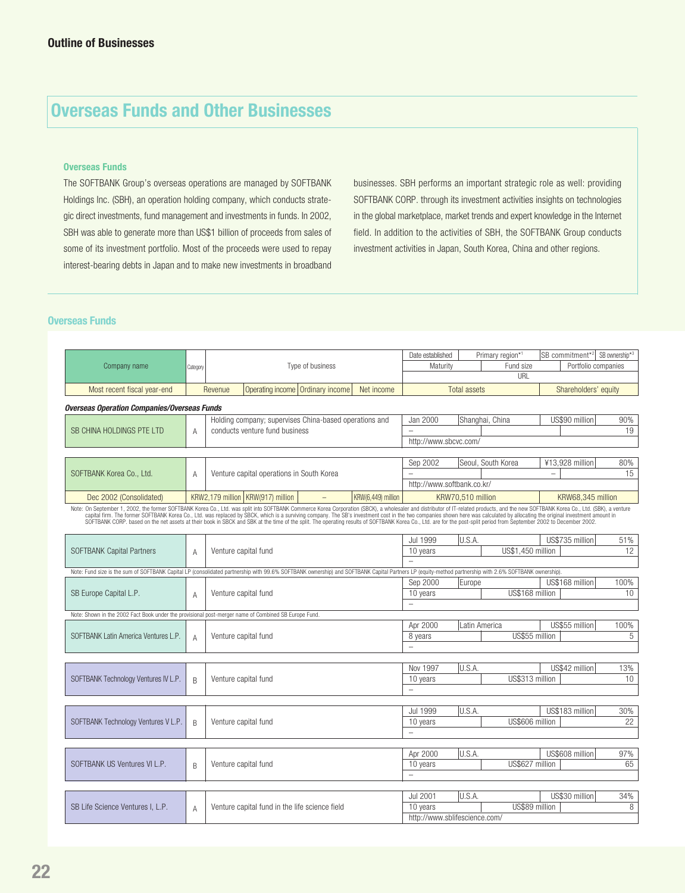## Outline of Businesses

# Overseas Funds and Other Businesses

### Overseas Funds

The SOFTBANK Group's overseas operations are managed by SOFTBANK Holdings Inc. (SBH), an operation holding company, which conducts strategic direct investments, fund management and investments in funds. In 2002, SBH was able to generate more than US$1 billion of proceeds from sales of some of its investment portfolio. Most of the proceeds were used to repay interest-bearing debts in Japan and to make new investments in broadband businesses. SBH performs an important strategic role as well: providing SOFTBANK CORP. through its investment activities insights on technologies in the global marketplace, market trends and expert knowledge in the Internet field. In addition to the activities of SBH, the SOFTBANK Group conducts investment activities in Japan, South Korea, China and other regions.

## Overseas Funds

| Company name | Category | Type of business | | | | Date established | Primary region*1 | SB commitment*2 | SB ownership*3 |
|---|---|---|---|---|---|---|---|---|---|
| | | | | | | Maturity | Fund size | Portfolio companies | |
| | | | | | | URL | | | |
| Most recent fiscal year-end | Revenue | Operating income | Ordinary income | Net income | | Total assets | | Shareholders' equity | |

***Overseas Operation Companies/Overseas Funds***

| Company name | Category | Type of business | | | | Date established / Maturity / URL | Primary region / Fund size | SB commitment / Portfolio companies | SB ownership |
|---|---|---|---|---|---|---|---|---|---|
| SB CHINA HOLDINGS PTE LTD | A | Holding company; supervises China-based operations and conducts venture fund business | | | | Jan 2000 | Shanghai, China | US$90 million | 90% |
| | | | | | | – | | | 19 |
| | | | | | | http://www.sbcvc.com/ | | | |
| SOFTBANK Korea Co., Ltd. | A | Venture capital operations in South Korea | | | | Sep 2002 | Seoul, South Korea | ¥13,928 million | 80% |
| | | | | | | – | – | | 15 |
| | | | | | | http://www.softbank.co.kr/ | | | |
| Dec 2002 (Consolidated) | KRW2,179 million | KRW(917) million | – | KRW(6,449) million | | KRW70,510 million | | KRW68,345 million | |
| SOFTBANK Capital Partners | A | Venture capital fund | | | | Jul 1999 | U.S.A. | US$735 million | 51% |
| | | | | | | 10 years | US$1,450 million | | 12 |
| | | | | | | – | | | |
| SB Europe Capital L.P. | A | Venture capital fund | | | | Sep 2000 | Europe | US$168 million | 100% |
| | | | | | | 10 years | US$168 million | | 10 |
| | | | | | | – | | | |
| SOFTBANK Latin America Ventures L.P. | A | Venture capital fund | | | | Apr 2000 | Latin America | US$55 million | 100% |
| | | | | | | 8 years | US$55 million | | 5 |
| | | | | | | – | | | |
| SOFTBANK Technology Ventures IV L.P. | B | Venture capital fund | | | | Nov 1997 | U.S.A. | US$42 million | 13% |
| | | | | | | 10 years | US$313 million | | 10 |
| | | | | | | – | | | |
| SOFTBANK Technology Ventures V L.P. | B | Venture capital fund | | | | Jul 1999 | U.S.A. | US$183 million | 30% |
| | | | | | | 10 years | US$606 million | | 22 |
| | | | | | | – | | | |
| SOFTBANK US Ventures VI L.P. | B | Venture capital fund | | | | Apr 2000 | U.S.A. | US$608 million | 97% |
| | | | | | | 10 years | US$627 million | | 65 |
| | | | | | | – | | | |
| SB Life Science Ventures I, L.P. | A | Venture capital fund in the life science field | | | | Jul 2001 | U.S.A. | US$30 million | 34% |
| | | | | | | 10 years | US$89 million | | 8 |
| | | | | | | http://www.sblifescience.com/ | | | |

Note (SOFTBANK Korea Co., Ltd.): On September 1, 2002, the former SOFTBANK Korea Co., Ltd. was split into SOFTBANK Commerce Korea Corporation (SBCK), a wholesaler and distributor of IT-related products, and the new SOFTBANK Korea Co., Ltd. (SBK), a venture capital firm. The former SOFTBANK Korea Co., Ltd. was replaced by SBCK, which is a surviving company. The SB's investment cost in the two companies shown here was calculated by allocating the original investment amount in SOFTBANK CORP. based on the net assets at their book in SBCK and SBK at the time of the split. The operating results of SOFTBANK Korea Co., Ltd. are for the post-split period from September 2002 to December 2002.

Note (SOFTBANK Capital Partners): Fund size is the sum of SOFTBANK Capital LP (consolidated partnership with 99.6% SOFTBANK ownership) and SOFTBANK Capital Partners LP (equity-method partnership with 2.6% SOFTBANK ownership).

Note (SB Europe Capital L.P.): Shown in the 2002 Fact Book under the provisional post-merger name of Combined SB Europe Fund.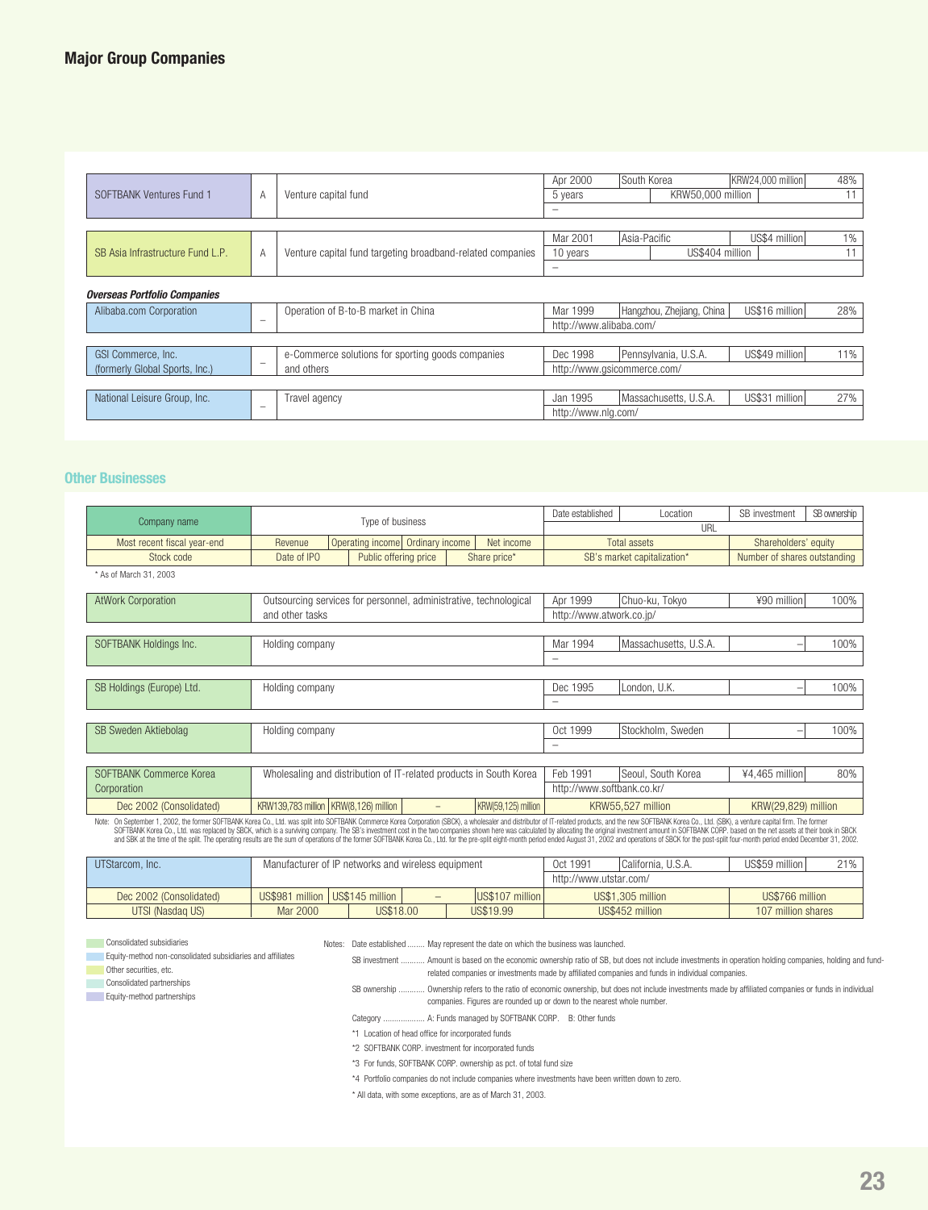## Major Group Companies

| | | | | | | |
|---|---|---|---|---|---|---|
| SOFTBANK Ventures Fund 1 | A | Venture capital fund | Apr 2000 | South Korea | KRW24,000 million | 48% |
| | | | 5 years | KRW50,000 million | | 11 |
| | | | – | | | |
| SB Asia Infrastructure Fund L.P. | A | Venture capital fund targeting broadband-related companies | Mar 2001 | Asia-Pacific | US$4 million | 1% |
| | | | 10 years | US$404 million | | 11 |
| | | | – | | | |

***Overseas Portfolio Companies***

| | | | | | | |
|---|---|---|---|---|---|---|
| Alibaba.com Corporation | – | Operation of B-to-B market in China | Mar 1999 | Hangzhou, Zhejiang, China | US$16 million | 28% |
| | | | http://www.alibaba.com/ | | | |
| GSI Commerce, Inc. (formerly Global Sports, Inc.) | – | e-Commerce solutions for sporting goods companies and others | Dec 1998 | Pennsylvania, U.S.A. | US$49 million | 11% |
| | | | http://www.gsicommerce.com/ | | | |
| National Leisure Group, Inc. | – | Travel agency | Jan 1995 | Massachusetts, U.S.A. | US$31 million | 27% |
| | | | http://www.nlg.com/ | | | |

## Other Businesses

| Company name | Type of business | | | | Date established | Location | SB investment | SB ownership |
|---|---|---|---|---|---|---|---|---|
| | | | | | URL | | | |
| Most recent fiscal year-end | Revenue | Operating income | Ordinary income | Net income | Total assets | | Shareholders' equity | |
| Stock code | Date of IPO | Public offering price | | Share price* | SB's market capitalization* | | Number of shares outstanding | |

\* As of March 31, 2003

| | | | | | | | | |
|---|---|---|---|---|---|---|---|---|
| AtWork Corporation | Outsourcing services for personnel, administrative, technological and other tasks | | | | Apr 1999 | Chuo-ku, Tokyo | ¥90 million | 100% |
| | | | | | http://www.atwork.co.jp/ | | | |
| SOFTBANK Holdings Inc. | Holding company | | | | Mar 1994 | Massachusetts, U.S.A. | – | 100% |
| | | | | | – | | | |
| SB Holdings (Europe) Ltd. | Holding company | | | | Dec 1995 | London, U.K. | – | 100% |
| | | | | | – | | | |
| SB Sweden Aktiebolag | Holding company | | | | Oct 1999 | Stockholm, Sweden | – | 100% |
| | | | | | – | | | |
| SOFTBANK Commerce Korea Corporation | Wholesaling and distribution of IT-related products in South Korea | | | | Feb 1991 | Seoul, South Korea | ¥4,465 million | 80% |
| | | | | | http://www.softbank.co.kr/ | | | |
| Dec 2002 (Consolidated) | KRW139,783 million | KRW(8,126) million | – | KRW(59,125) million | KRW55,527 million | | KRW(29,829) million | |

Note: On September 1, 2002, the former SOFTBANK Korea Co., Ltd. was split into SOFTBANK Commerce Korea Corporation (SBCK), a wholesaler and distributor of IT-related products, and the new SOFTBANK Korea Co., Ltd. (SBK), a venture capital firm. The former SOFTBANK Korea Co., Ltd. was replaced by SBCK, which is a surviving company. The SB's investment cost in the two companies shown here was calculated by allocating the original investment amount in SOFTBANK CORP. based on the net assets at their book in SBCK and SBK at the time of the split. The operating results are the sum of operations of the former SOFTBANK Korea Co., Ltd. for the pre-split eight-month period ended August 31, 2002 and operations of SBCK for the post-split four-month period ended December 31, 2002.

| | | | | | | | | |
|---|---|---|---|---|---|---|---|---|
| UTStarcom, Inc. | Manufacturer of IP networks and wireless equipment | | | | Oct 1991 | California, U.S.A. | US$59 million | 21% |
| | | | | | http://www.utstar.com/ | | | |
| Dec 2002 (Consolidated) | US$981 million | US$145 million | – | US$107 million | US$1,305 million | | US$766 million | |
| UTSI (Nasdaq US) | Mar 2000 | US$18.00 | | US$19.99 | US$452 million | | 107 million shares | |

Legend:
- Consolidated subsidiaries
- Equity-method non-consolidated subsidiaries and affiliates
- Other securities, etc.
- Consolidated partnerships
- Equity-method partnerships

Notes:
- Date established ........ May represent the date on which the business was launched.
- SB investment ........... Amount is based on the economic ownership ratio of SB, but does not include investments in operation holding companies, holding and fund-related companies or investments made by affiliated companies and funds in individual companies.
- SB ownership ............ Ownership refers to the ratio of economic ownership, but does not include investments made by affiliated companies or funds in individual companies. Figures are rounded up or down to the nearest whole number.
- Category .................. A: Funds managed by SOFTBANK CORP. B: Other funds
- *1 Location of head office for incorporated funds
- *2 SOFTBANK CORP. investment for incorporated funds
- *3 For funds, SOFTBANK CORP. ownership as pct. of total fund size
- *4 Portfolio companies do not include companies where investments have been written down to zero.
- \* All data, with some exceptions, are as of March 31, 2003.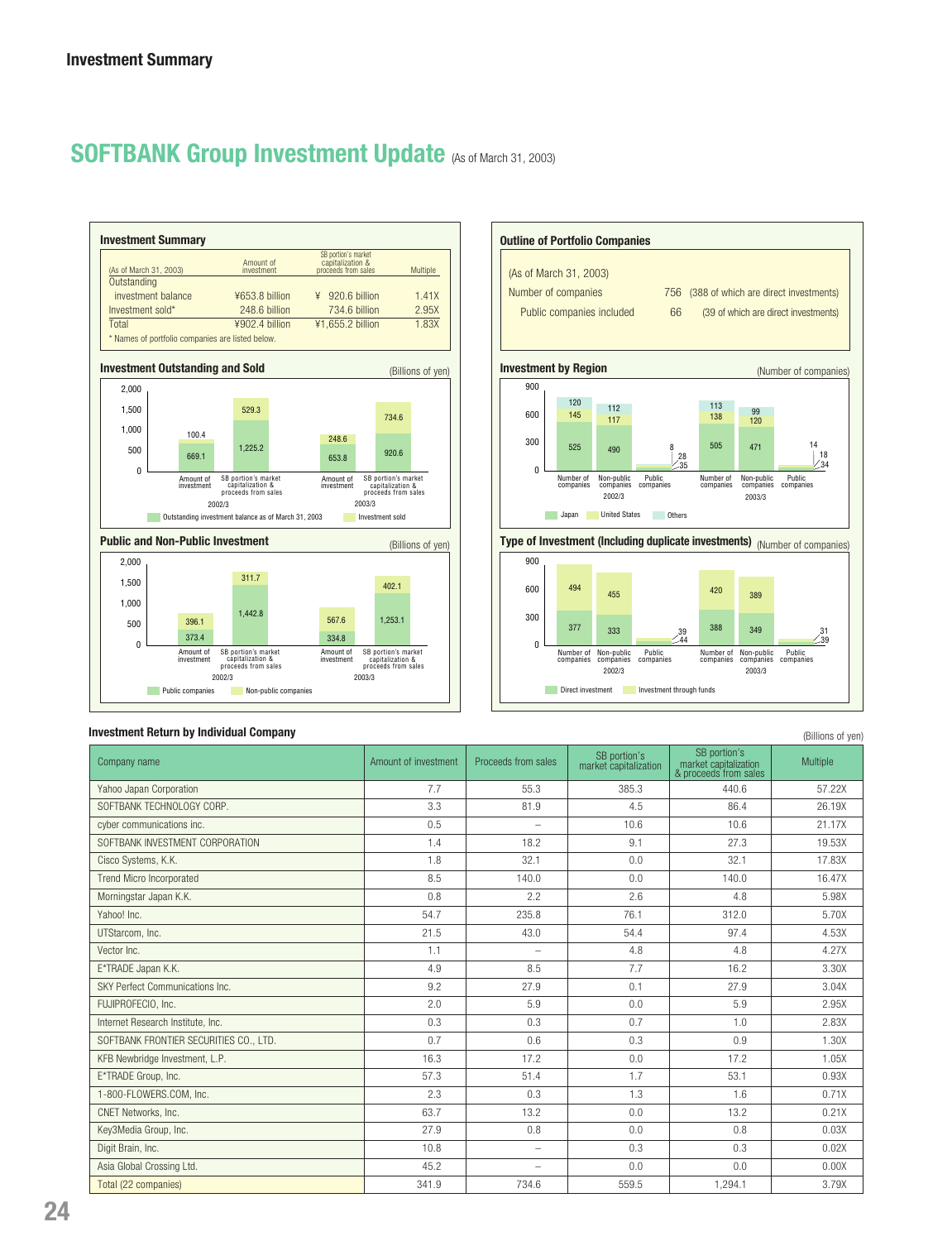# Investment Summary

## SOFTBANK Group Investment Update (As of March 31, 2003)

### Investment Summary

| (As of March 31, 2003) | Amount of investment | SB portion's market capitalization & proceeds from sales | Multiple |
|---|---|---|---|
| Outstanding investment balance | ¥653.8 billion | ¥ 920.6 billion | 1.41X |
| Investment sold* | 248.6 billion | 734.6 billion | 2.95X |
| Total | ¥902.4 billion | ¥1,655.2 billion | 1.83X |

* Names of portfolio companies are listed below.

### Investment Outstanding and Sold

(Billions of yen)

| | Amount of investment (2002/3) | SB portion's market capitalization & proceeds from sales (2002/3) | Amount of investment (2003/3) | SB portion's market capitalization & proceeds from sales (2003/3) |
|---|---|---|---|---|
| Outstanding investment balance as of March 31, 2003 | 669.1 | 1,225.2 | 653.8 | 920.6 |
| Investment sold | 100.4 | 529.3 | 248.6 | 734.6 |

### Public and Non-Public Investment

(Billions of yen)

| | Amount of investment (2002/3) | SB portion's market capitalization & proceeds from sales (2002/3) | Amount of investment (2003/3) | SB portion's market capitalization & proceeds from sales (2003/3) |
|---|---|---|---|---|
| Public companies | 373.4 | 1,442.8 | 334.8 | 1,253.1 |
| Non-public companies | 396.1 | 311.7 | 567.6 | 402.1 |

### Outline of Portfolio Companies

(As of March 31, 2003)

| | | |
|---|---|---|
| Number of companies | 756 | (388 of which are direct investments) |
| Public companies included | 66 | (39 of which are direct investments) |

### Investment by Region

(Number of companies)

| | Number of companies (2002/3) | Non-public companies (2002/3) | Public companies (2002/3) | Number of companies (2003/3) | Non-public companies (2003/3) | Public companies (2003/3) |
|---|---|---|---|---|---|---|
| Japan | 525 | 490 | 35 | 505 | 471 | 34 |
| United States | 145 | 117 | 28 | 138 | 120 | 18 |
| Others | 120 | 112 | 8 | 113 | 99 | 14 |

### Type of Investment (Including duplicate investments)

(Number of companies)

| | Number of companies (2002/3) | Non-public companies (2002/3) | Public companies (2002/3) | Number of companies (2003/3) | Non-public companies (2003/3) | Public companies (2003/3) |
|---|---|---|---|---|---|---|
| Direct investment | 377 | 333 | 44 | 388 | 349 | 39 |
| Investment through funds | 494 | 455 | 39 | 420 | 389 | 31 |

### Investment Return by Individual Company

(Billions of yen)

| Company name | Amount of investment | Proceeds from sales | SB portion's market capitalization | SB portion's market capitalization & proceeds from sales | Multiple |
|---|---|---|---|---|---|
| Yahoo Japan Corporation | 7.7 | 55.3 | 385.3 | 440.6 | 57.22X |
| SOFTBANK TECHNOLOGY CORP. | 3.3 | 81.9 | 4.5 | 86.4 | 26.19X |
| cyber communications inc. | 0.5 | – | 10.6 | 10.6 | 21.17X |
| SOFTBANK INVESTMENT CORPORATION | 1.4 | 18.2 | 9.1 | 27.3 | 19.53X |
| Cisco Systems, K.K. | 1.8 | 32.1 | 0.0 | 32.1 | 17.83X |
| Trend Micro Incorporated | 8.5 | 140.0 | 0.0 | 140.0 | 16.47X |
| Morningstar Japan K.K. | 0.8 | 2.2 | 2.6 | 4.8 | 5.98X |
| Yahoo! Inc. | 54.7 | 235.8 | 76.1 | 312.0 | 5.70X |
| UTStarcom, Inc. | 21.5 | 43.0 | 54.4 | 97.4 | 4.53X |
| Vector Inc. | 1.1 | – | 4.8 | 4.8 | 4.27X |
| E*TRADE Japan K.K. | 4.9 | 8.5 | 7.7 | 16.2 | 3.30X |
| SKY Perfect Communications Inc. | 9.2 | 27.9 | 0.1 | 27.9 | 3.04X |
| FUJIPROFECIO, Inc. | 2.0 | 5.9 | 0.0 | 5.9 | 2.95X |
| Internet Research Institute, Inc. | 0.3 | 0.3 | 0.7 | 1.0 | 2.83X |
| SOFTBANK FRONTIER SECURITIES CO., LTD. | 0.7 | 0.6 | 0.3 | 0.9 | 1.30X |
| KFB Newbridge Investment, L.P. | 16.3 | 17.2 | 0.0 | 17.2 | 1.05X |
| E*TRADE Group, Inc. | 57.3 | 51.4 | 1.7 | 53.1 | 0.93X |
| 1-800-FLOWERS.COM, Inc. | 2.3 | 0.3 | 1.3 | 1.6 | 0.71X |
| CNET Networks, Inc. | 63.7 | 13.2 | 0.0 | 13.2 | 0.21X |
| Key3Media Group, Inc. | 27.9 | 0.8 | 0.0 | 0.8 | 0.03X |
| Digit Brain, Inc. | 10.8 | – | 0.3 | 0.3 | 0.02X |
| Asia Global Crossing Ltd. | 45.2 | – | 0.0 | 0.0 | 0.00X |
| Total (22 companies) | 341.9 | 734.6 | 559.5 | 1,294.1 | 3.79X |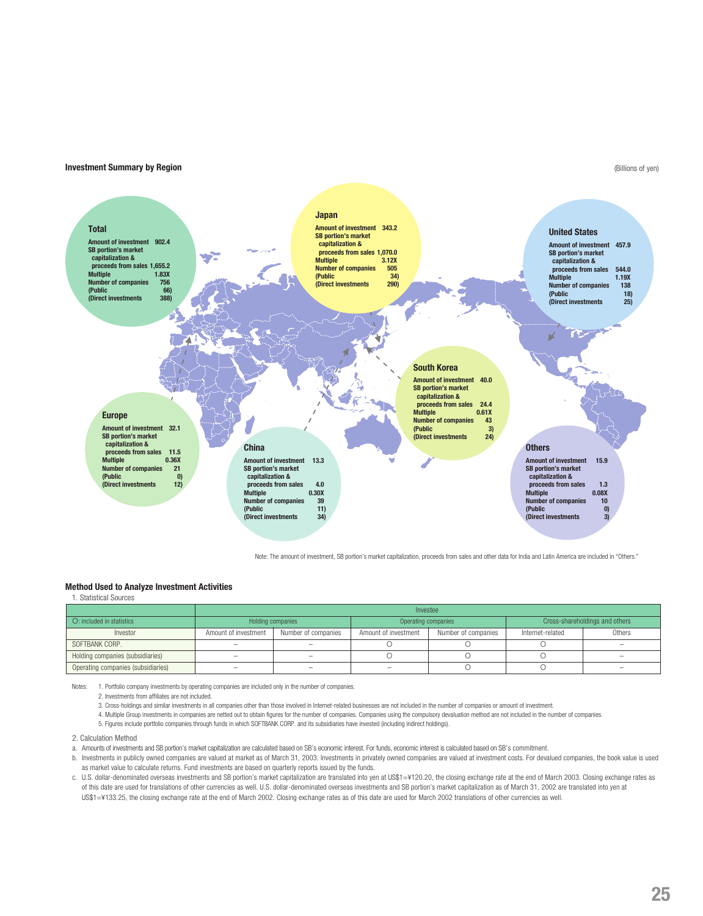### Investment Summary by Region

(Billions of yen)

**Total**

| | |
|---|---|
| Amount of investment | 902.4 |
| SB portion's market capitalization & proceeds from sales | 1,655.2 |
| Multiple | 1.83X |
| Number of companies | 756 |
| (Public | 66) |
| (Direct investments | 388) |

**Japan**

| | |
|---|---|
| Amount of investment | 343.2 |
| SB portion's market capitalization & proceeds from sales | 1,070.0 |
| Multiple | 3.12X |
| Number of companies | 505 |
| (Public | 34) |
| (Direct investments | 290) |

**United States**

| | |
|---|---|
| Amount of investment | 457.9 |
| SB portion's market capitalization & proceeds from sales | 544.0 |
| Multiple | 1.19X |
| Number of companies | 138 |
| (Public | 18) |
| (Direct investments | 25) |

**South Korea**

| | |
|---|---|
| Amount of investment | 40.0 |
| SB portion's market capitalization & proceeds from sales | 24.4 |
| Multiple | 0.61X |
| Number of companies | 43 |
| (Public | 3) |
| (Direct investments | 24) |

**Europe**

| | |
|---|---|
| Amount of investment | 32.1 |
| SB portion's market capitalization & proceeds from sales | 11.5 |
| Multiple | 0.36X |
| Number of companies | 21 |
| (Public | 0) |
| (Direct investments | 12) |

**China**

| | |
|---|---|
| Amount of investment | 13.3 |
| SB portion's market capitalization & proceeds from sales | 4.0 |
| Multiple | 0.30X |
| Number of companies | 39 |
| (Public | 11) |
| (Direct investments | 34) |

**Others**

| | |
|---|---|
| Amount of investment | 15.9 |
| SB portion's market capitalization & proceeds from sales | 1.3 |
| Multiple | 0.08X |
| Number of companies | 10 |
| (Public | 0) |
| (Direct investments | 3) |

Note: The amount of investment, SB portion's market capitalization, proceeds from sales and other data for India and Latin America are included in "Others."

### Method Used to Analyze Investment Activities

1. Statistical Sources

| | Investee | | | | | |
|---|---|---|---|---|---|---|
| ○: included in statistics | Holding companies | | Operating companies | | Cross-shareholdings and others | |
| Investor | Amount of investment | Number of companies | Amount of investment | Number of companies | Internet-related | Others |
| SOFTBANK CORP. | – | – | ○ | ○ | ○ | – |
| Holding companies (subsidiaries) | – | – | ○ | ○ | ○ | – |
| Operating companies (subsidiaries) | – | – | – | ○ | ○ | – |

Notes:
1. Portfolio company investments by operating companies are included only in the number of companies.
2. Investments from affiliates are not included.
3. Cross-holdings and similar investments in all companies other than those involved in Internet-related businesses are not included in the number of companies or amount of investment.
4. Multiple Group investments in companies are netted out to obtain figures for the number of companies. Companies using the compulsory devaluation method are not included in the number of companies.
5. Figures include portfolio companies through funds in which SOFTBANK CORP. and its subsidiaries have invested (including indirect holdings).

2. Calculation Method

a. Amounts of investments and SB portion's market capitalization are calculated based on SB's economic interest. For funds, economic interest is calculated based on SB's commitment.

b. Investments in publicly owned companies are valued at market as of March 31, 2003. Investments in privately owned companies are valued at investment costs. For devalued companies, the book value is used as market value to calculate returns. Fund investments are based on quarterly reports issued by the funds.

c. U.S. dollar-denominated overseas investments and SB portion's market capitalization are translated into yen at US$1=¥120.20, the closing exchange rate at the end of March 2003. Closing exchange rates as of this date are used for translations of other currencies as well. U.S. dollar-denominated overseas investments and SB portion's market capitalization as of March 31, 2002 are translated into yen at US$1=¥133.25, the closing exchange rate at the end of March 2002. Closing exchange rates as of this date are used for March 2002 translations of other currencies as well.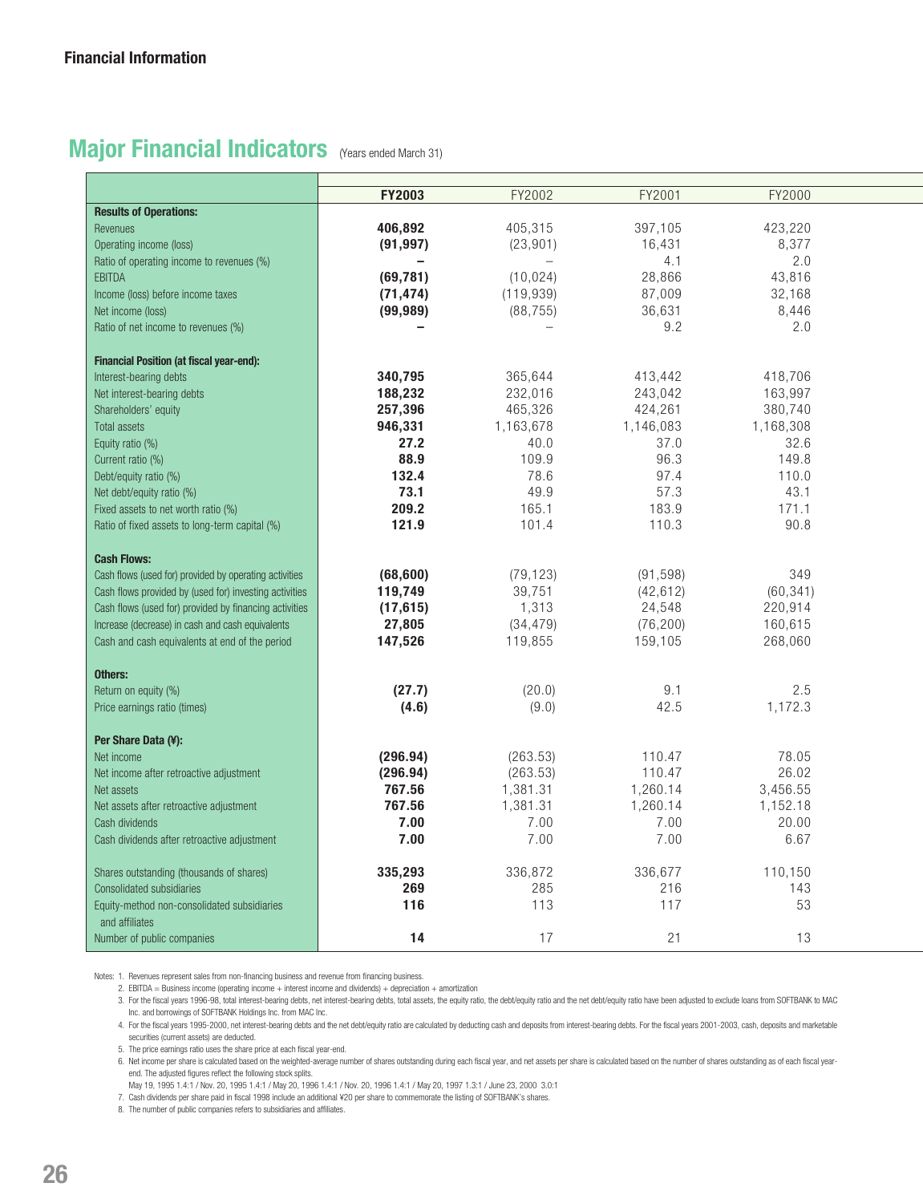Financial Information

## Major Financial Indicators (Years ended March 31)

| | **FY2003** | FY2002 | FY2001 | FY2000 |
|---|---|---|---|---|
| **Results of Operations:** | | | | |
| Revenues | **406,892** | 405,315 | 397,105 | 423,220 |
| Operating income (loss) | **(91,997)** | (23,901) | 16,431 | 8,377 |
| Ratio of operating income to revenues (%) | **–** | – | 4.1 | 2.0 |
| EBITDA | **(69,781)** | (10,024) | 28,866 | 43,816 |
| Income (loss) before income taxes | **(71,474)** | (119,939) | 87,009 | 32,168 |
| Net income (loss) | **(99,989)** | (88,755) | 36,631 | 8,446 |
| Ratio of net income to revenues (%) | **–** | – | 9.2 | 2.0 |
| **Financial Position (at fiscal year-end):** | | | | |
| Interest-bearing debts | **340,795** | 365,644 | 413,442 | 418,706 |
| Net interest-bearing debts | **188,232** | 232,016 | 243,042 | 163,997 |
| Shareholders' equity | **257,396** | 465,326 | 424,261 | 380,740 |
| Total assets | **946,331** | 1,163,678 | 1,146,083 | 1,168,308 |
| Equity ratio (%) | **27.2** | 40.0 | 37.0 | 32.6 |
| Current ratio (%) | **88.9** | 109.9 | 96.3 | 149.8 |
| Debt/equity ratio (%) | **132.4** | 78.6 | 97.4 | 110.0 |
| Net debt/equity ratio (%) | **73.1** | 49.9 | 57.3 | 43.1 |
| Fixed assets to net worth ratio (%) | **209.2** | 165.1 | 183.9 | 171.1 |
| Ratio of fixed assets to long-term capital (%) | **121.9** | 101.4 | 110.3 | 90.8 |
| **Cash Flows:** | | | | |
| Cash flows (used for) provided by operating activities | **(68,600)** | (79,123) | (91,598) | 349 |
| Cash flows provided by (used for) investing activities | **119,749** | 39,751 | (42,612) | (60,341) |
| Cash flows (used for) provided by financing activities | **(17,615)** | 1,313 | 24,548 | 220,914 |
| Increase (decrease) in cash and cash equivalents | **27,805** | (34,479) | (76,200) | 160,615 |
| Cash and cash equivalents at end of the period | **147,526** | 119,855 | 159,105 | 268,060 |
| **Others:** | | | | |
| Return on equity (%) | **(27.7)** | (20.0) | 9.1 | 2.5 |
| Price earnings ratio (times) | **(4.6)** | (9.0) | 42.5 | 1,172.3 |
| **Per Share Data (¥):** | | | | |
| Net income | **(296.94)** | (263.53) | 110.47 | 78.05 |
| Net income after retroactive adjustment | **(296.94)** | (263.53) | 110.47 | 26.02 |
| Net assets | **767.56** | 1,381.31 | 1,260.14 | 3,456.55 |
| Net assets after retroactive adjustment | **767.56** | 1,381.31 | 1,260.14 | 1,152.18 |
| Cash dividends | **7.00** | 7.00 | 7.00 | 20.00 |
| Cash dividends after retroactive adjustment | **7.00** | 7.00 | 7.00 | 6.67 |
| Shares outstanding (thousands of shares) | **335,293** | 336,872 | 336,677 | 110,150 |
| Consolidated subsidiaries | **269** | 285 | 216 | 143 |
| Equity-method non-consolidated subsidiaries and affiliates | **116** | 113 | 117 | 53 |
| Number of public companies | **14** | 17 | 21 | 13 |

Notes: 1. Revenues represent sales from non-financing business and revenue from financing business.
2. EBITDA = Business income (operating income + interest income and dividends) + depreciation + amortization
3. For the fiscal years 1996-98, total interest-bearing debts, net interest-bearing debts, total assets, the equity ratio, the debt/equity ratio and the net debt/equity ratio have been adjusted to exclude loans from SOFTBANK to MAC Inc. and borrowings of SOFTBANK Holdings Inc. from MAC Inc.
4. For the fiscal years 1995-2000, net interest-bearing debts and the net debt/equity ratio are calculated by deducting cash and deposits from interest-bearing debts. For the fiscal years 2001-2003, cash, deposits and marketable securities (current assets) are deducted.
5. The price earnings ratio uses the share price at each fiscal year-end.
6. Net income per share is calculated based on the weighted-average number of shares outstanding during each fiscal year, and net assets per share is calculated based on the number of shares outstanding as of each fiscal year-end. The adjusted figures reflect the following stock splits.
May 19, 1995 1.4:1 / Nov. 20, 1995 1.4:1 / May 20, 1996 1.4:1 / Nov. 20, 1996 1.4:1 / May 20, 1997 1.3:1 / June 23, 2000 3.0:1
7. Cash dividends per share paid in fiscal 1998 include an additional ¥20 per share to commemorate the listing of SOFTBANK's shares.
8. The number of public companies refers to subsidiaries and affiliates.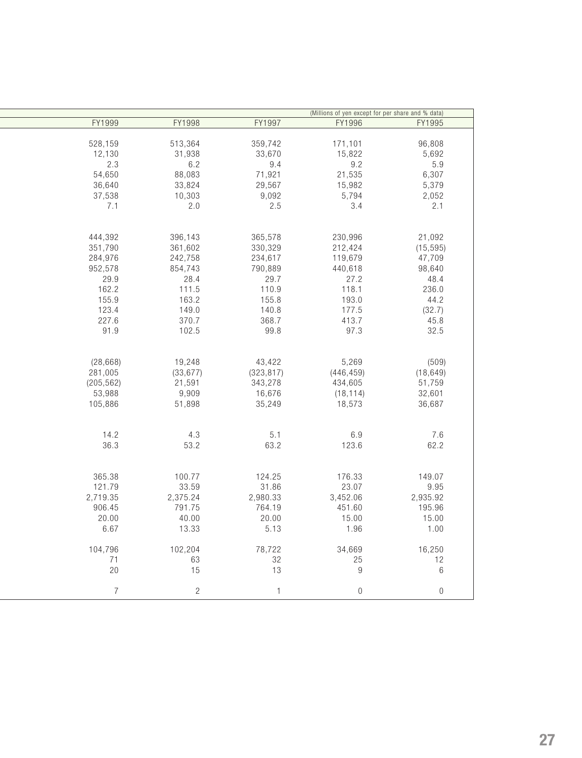(Millions of yen except for per share and % data)

| FY1999 | FY1998 | FY1997 | FY1996 | FY1995 |
|---|---|---|---|---|
| 528,159 | 513,364 | 359,742 | 171,101 | 96,808 |
| 12,130 | 31,938 | 33,670 | 15,822 | 5,692 |
| 2.3 | 6.2 | 9.4 | 9.2 | 5.9 |
| 54,650 | 88,083 | 71,921 | 21,535 | 6,307 |
| 36,640 | 33,824 | 29,567 | 15,982 | 5,379 |
| 37,538 | 10,303 | 9,092 | 5,794 | 2,052 |
| 7.1 | 2.0 | 2.5 | 3.4 | 2.1 |
| | | | | |
| 444,392 | 396,143 | 365,578 | 230,996 | 21,092 |
| 351,790 | 361,602 | 330,329 | 212,424 | (15,595) |
| 284,976 | 242,758 | 234,617 | 119,679 | 47,709 |
| 952,578 | 854,743 | 790,889 | 440,618 | 98,640 |
| 29.9 | 28.4 | 29.7 | 27.2 | 48.4 |
| 162.2 | 111.5 | 110.9 | 118.1 | 236.0 |
| 155.9 | 163.2 | 155.8 | 193.0 | 44.2 |
| 123.4 | 149.0 | 140.8 | 177.5 | (32.7) |
| 227.6 | 370.7 | 368.7 | 413.7 | 45.8 |
| 91.9 | 102.5 | 99.8 | 97.3 | 32.5 |
| | | | | |
| (28,668) | 19,248 | 43,422 | 5,269 | (509) |
| 281,005 | (33,677) | (323,817) | (446,459) | (18,649) |
| (205,562) | 21,591 | 343,278 | 434,605 | 51,759 |
| 53,988 | 9,909 | 16,676 | (18,114) | 32,601 |
| 105,886 | 51,898 | 35,249 | 18,573 | 36,687 |
| | | | | |
| 14.2 | 4.3 | 5.1 | 6.9 | 7.6 |
| 36.3 | 53.2 | 63.2 | 123.6 | 62.2 |
| | | | | |
| 365.38 | 100.77 | 124.25 | 176.33 | 149.07 |
| 121.79 | 33.59 | 31.86 | 23.07 | 9.95 |
| 2,719.35 | 2,375.24 | 2,980.33 | 3,452.06 | 2,935.92 |
| 906.45 | 791.75 | 764.19 | 451.60 | 195.96 |
| 20.00 | 40.00 | 20.00 | 15.00 | 15.00 |
| 6.67 | 13.33 | 5.13 | 1.96 | 1.00 |
| | | | | |
| 104,796 | 102,204 | 78,722 | 34,669 | 16,250 |
| 71 | 63 | 32 | 25 | 12 |
| 20 | 15 | 13 | 9 | 6 |
| | | | | |
| 7 | 2 | 1 | 0 | 0 |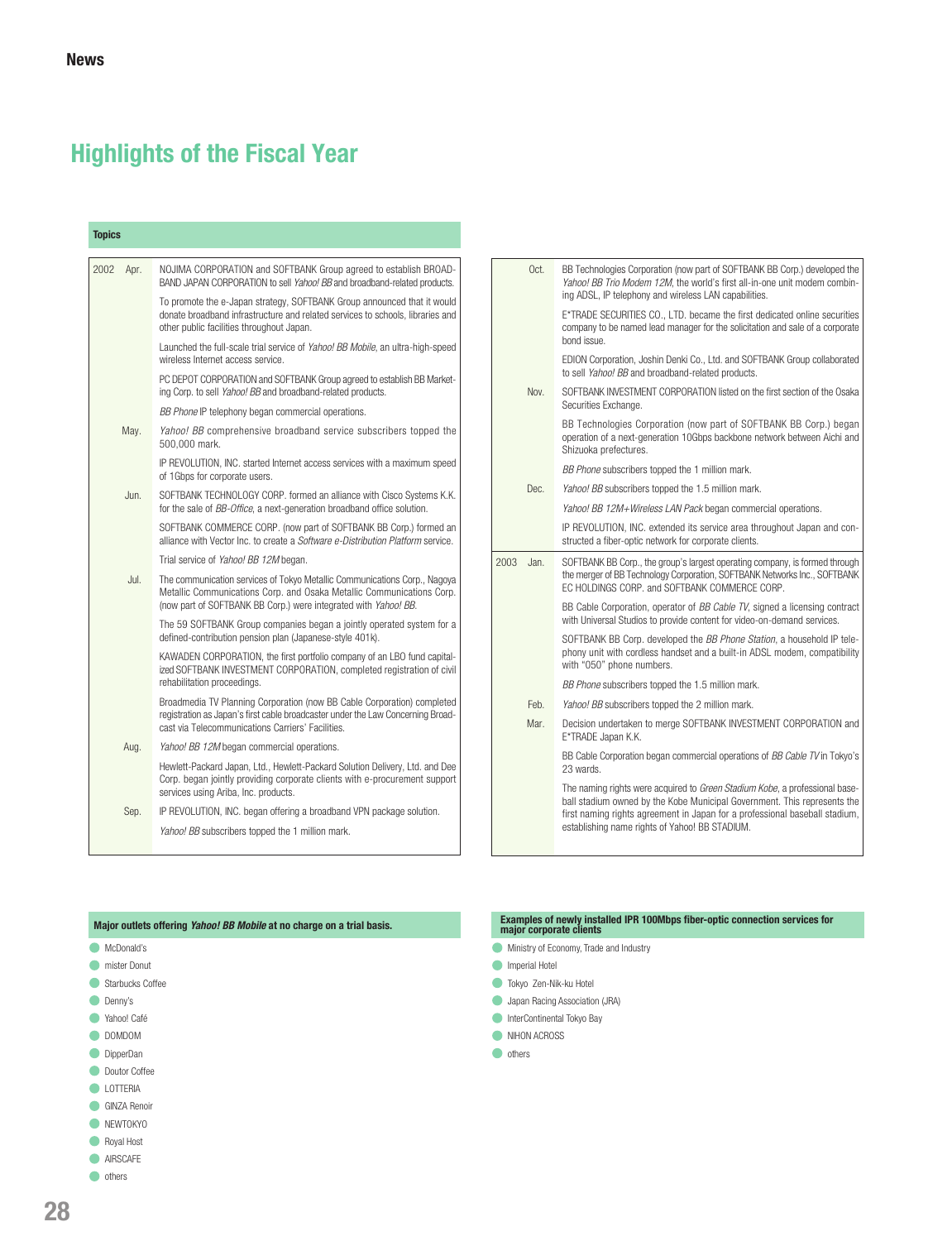## News

# Highlights of the Fiscal Year

### Topics

| Year | Month | Topic |
|---|---|---|
| 2002 | Apr. | NOJIMA CORPORATION and SOFTBANK Group agreed to establish BROADBAND JAPAN CORPORATION to sell *Yahoo! BB* and broadband-related products. |
| | | To promote the e-Japan strategy, SOFTBANK Group announced that it would donate broadband infrastructure and related services to schools, libraries and other public facilities throughout Japan. |
| | | Launched the full-scale trial service of *Yahoo! BB Mobile*, an ultra-high-speed wireless Internet access service. |
| | | PC DEPOT CORPORATION and SOFTBANK Group agreed to establish BB Marketing Corp. to sell *Yahoo! BB* and broadband-related products. |
| | | *BB Phone* IP telephony began commercial operations. |
| | May. | *Yahoo! BB* comprehensive broadband service subscribers topped the 500,000 mark. |
| | | IP REVOLUTION, INC. started Internet access services with a maximum speed of 1Gbps for corporate users. |
| | Jun. | SOFTBANK TECHNOLOGY CORP. formed an alliance with Cisco Systems K.K. for the sale of *BB-Office*, a next-generation broadband office solution. |
| | | SOFTBANK COMMERCE CORP. (now part of SOFTBANK BB Corp.) formed an alliance with Vector Inc. to create a *Software e-Distribution Platform* service. |
| | | Trial service of *Yahoo! BB 12M* began. |
| | Jul. | The communication services of Tokyo Metallic Communications Corp., Nagoya Metallic Communications Corp. and Osaka Metallic Communications Corp. (now part of SOFTBANK BB Corp.) were integrated with *Yahoo! BB*. |
| | | The 59 SOFTBANK Group companies began a jointly operated system for a defined-contribution pension plan (Japanese-style 401k). |
| | | KAWADEN CORPORATION, the first portfolio company of an LBO fund capitalized SOFTBANK INVESTMENT CORPORATION, completed registration of civil rehabilitation proceedings. |
| | | Broadmedia TV Planning Corporation (now BB Cable Corporation) completed registration as Japan's first cable broadcaster under the Law Concerning Broadcast via Telecommunications Carriers' Facilities. |
| | Aug. | *Yahoo! BB 12M* began commercial operations. |
| | | Hewlett-Packard Japan, Ltd., Hewlett-Packard Solution Delivery, Ltd. and Dee Corp. began jointly providing corporate clients with e-procurement support services using Ariba, Inc. products. |
| | Sep. | IP REVOLUTION, INC. began offering a broadband VPN package solution. |
| | | *Yahoo! BB* subscribers topped the 1 million mark. |
| | Oct. | BB Technologies Corporation (now part of SOFTBANK BB Corp.) developed the *Yahoo! BB Trio Modem 12M*, the world's first all-in-one unit modem combining ADSL, IP telephony and wireless LAN capabilities. |
| | | E*TRADE SECURITIES CO., LTD. became the first dedicated online securities company to be named lead manager for the solicitation and sale of a corporate bond issue. |
| | | EDION Corporation, Joshin Denki Co., Ltd. and SOFTBANK Group collaborated to sell *Yahoo! BB* and broadband-related products. |
| | Nov. | SOFTBANK INVESTMENT CORPORATION listed on the first section of the Osaka Securities Exchange. |
| | | BB Technologies Corporation (now part of SOFTBANK BB Corp.) began operation of a next-generation 10Gbps backbone network between Aichi and Shizuoka prefectures. |
| | | *BB Phone* subscribers topped the 1 million mark. |
| | Dec. | *Yahoo! BB* subscribers topped the 1.5 million mark. |
| | | *Yahoo! BB 12M+Wireless LAN Pack* began commercial operations. |
| | | IP REVOLUTION, INC. extended its service area throughout Japan and constructed a fiber-optic network for corporate clients. |
| 2003 | Jan. | SOFTBANK BB Corp., the group's largest operating company, is formed through the merger of BB Technology Corporation, SOFTBANK Networks Inc., SOFTBANK EC HOLDINGS CORP. and SOFTBANK COMMERCE CORP. |
| | | BB Cable Corporation, operator of *BB Cable TV*, signed a licensing contract with Universal Studios to provide content for video-on-demand services. |
| | | SOFTBANK BB Corp. developed the *BB Phone Station*, a household IP telephony unit with cordless handset and a built-in ADSL modem, compatibility with "050" phone numbers. |
| | | *BB Phone* subscribers topped the 1.5 million mark. |
| | Feb. | *Yahoo! BB* subscribers topped the 2 million mark. |
| | Mar. | Decision undertaken to merge SOFTBANK INVESTMENT CORPORATION and E*TRADE Japan K.K. |
| | | BB Cable Corporation began commercial operations of *BB Cable TV* in Tokyo's 23 wards. |
| | | The naming rights were acquired to *Green Stadium Kobe*, a professional baseball stadium owned by the Kobe Municipal Government. This represents the first naming rights agreement in Japan for a professional baseball stadium, establishing name rights of Yahoo! BB STADIUM. |

### Major outlets offering *Yahoo! BB Mobile* at no charge on a trial basis.

- McDonald's
- mister Donut
- Starbucks Coffee
- Denny's
- Yahoo! Café
- DOMDOM
- DipperDan
- Doutor Coffee
- LOTTERIA
- GINZA Renoir
- NEWTOKYO
- Royal Host
- AIRSCAFE
- others

### Examples of newly installed IPR 100Mbps fiber-optic connection services for major corporate clients

- Ministry of Economy, Trade and Industry
- Imperial Hotel
- Tokyo Zen-Nik-ku Hotel
- Japan Racing Association (JRA)
- InterContinental Tokyo Bay
- NIHON ACROSS
- others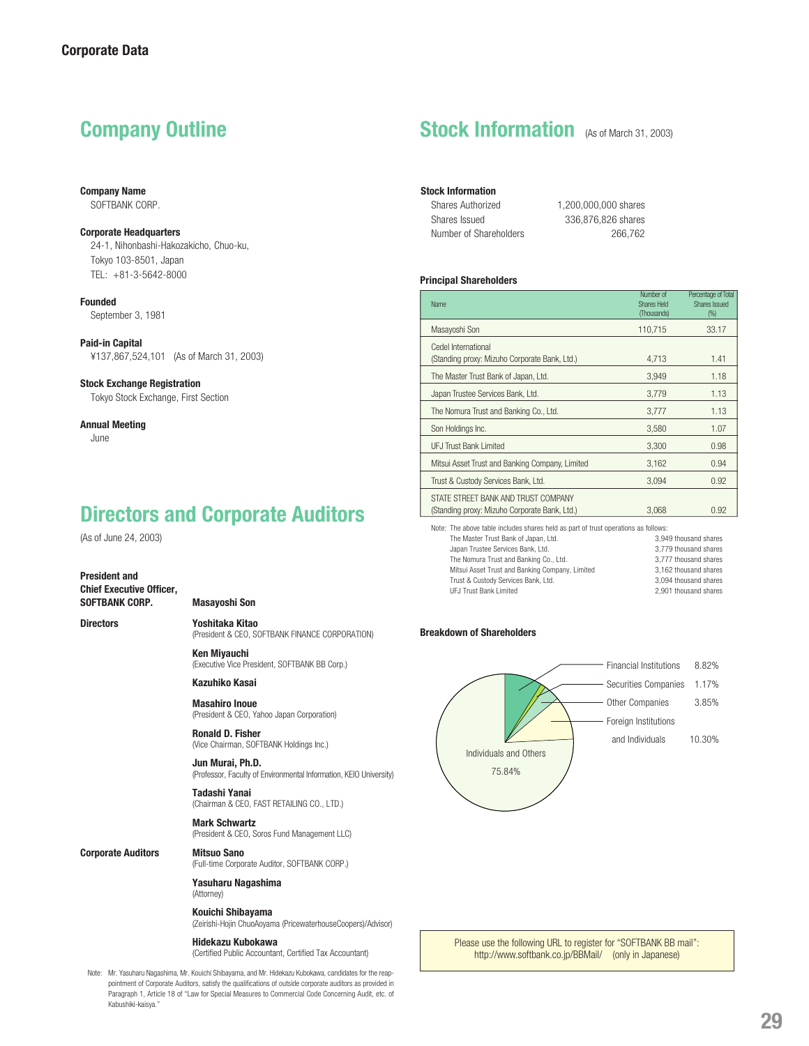# Corporate Data

## Company Outline

**Company Name**
SOFTBANK CORP.

**Corporate Headquarters**
24-1, Nihonbashi-Hakozakicho, Chuo-ku,
Tokyo 103-8501, Japan
TEL: +81-3-5642-8000

**Founded**
September 3, 1981

**Paid-in Capital**
¥137,867,524,101 (As of March 31, 2003)

**Stock Exchange Registration**
Tokyo Stock Exchange, First Section

**Annual Meeting**
June

## Directors and Corporate Auditors

(As of June 24, 2003)

**President and Chief Executive Officer, SOFTBANK CORP.**
**Masayoshi Son**

**Directors**

**Yoshitaka Kitao**
(President & CEO, SOFTBANK FINANCE CORPORATION)

**Ken Miyauchi**
(Executive Vice President, SOFTBANK BB Corp.)

**Kazuhiko Kasai**

**Masahiro Inoue**
(President & CEO, Yahoo Japan Corporation)

**Ronald D. Fisher**
(Vice Chairman, SOFTBANK Holdings Inc.)

**Jun Murai, Ph.D.**
(Professor, Faculty of Environmental Information, KEIO University)

**Tadashi Yanai**
(Chairman & CEO, FAST RETAILING CO., LTD.)

**Mark Schwartz**
(President & CEO, Soros Fund Management LLC)

**Corporate Auditors**

**Mitsuo Sano**
(Full-time Corporate Auditor, SOFTBANK CORP.)

**Yasuharu Nagashima**
(Attorney)

**Kouichi Shibayama**
(Zeirishi-Hojin ChuoAoyama (PricewaterhouseCoopers)/Advisor)

**Hidekazu Kubokawa**
(Certified Public Accountant, Certified Tax Accountant)

Note: Mr. Yasuharu Nagashima, Mr. Kouichi Shibayama, and Mr. Hidekazu Kubokawa, candidates for the reappointment of Corporate Auditors, satisfy the qualifications of outside corporate auditors as provided in Paragraph 1, Article 18 of "Law for Special Measures to Commercial Code Concerning Audit, etc. of Kabushiki-kaisya."

## Stock Information (As of March 31, 2003)

**Stock Information**

| | |
|---|---|
| Shares Authorized | 1,200,000,000 shares |
| Shares Issued | 336,876,826 shares |
| Number of Shareholders | 266,762 |

**Principal Shareholders**

| Name | Number of Shares Held (Thousands) | Percentage of Total Shares Issued (%) |
|---|---|---|
| Masayoshi Son | 110,715 | 33.17 |
| Cedel International (Standing proxy: Mizuho Corporate Bank, Ltd.) | 4,713 | 1.41 |
| The Master Trust Bank of Japan, Ltd. | 3,949 | 1.18 |
| Japan Trustee Services Bank, Ltd. | 3,779 | 1.13 |
| The Nomura Trust and Banking Co., Ltd. | 3,777 | 1.13 |
| Son Holdings Inc. | 3,580 | 1.07 |
| UFJ Trust Bank Limited | 3,300 | 0.98 |
| Mitsui Asset Trust and Banking Company, Limited | 3,162 | 0.94 |
| Trust & Custody Services Bank, Ltd. | 3,094 | 0.92 |
| STATE STREET BANK AND TRUST COMPANY (Standing proxy: Mizuho Corporate Bank, Ltd.) | 3,068 | 0.92 |

Note: The above table includes shares held as part of trust operations as follows:

| | |
|---|---|
| The Master Trust Bank of Japan, Ltd. | 3,949 thousand shares |
| Japan Trustee Services Bank, Ltd. | 3,779 thousand shares |
| The Nomura Trust and Banking Co., Ltd. | 3,777 thousand shares |
| Mitsui Asset Trust and Banking Company, Limited | 3,162 thousand shares |
| Trust & Custody Services Bank, Ltd. | 3,094 thousand shares |
| UFJ Trust Bank Limited | 2,901 thousand shares |

**Breakdown of Shareholders**

| Category | % |
|---|---|
| Financial Institutions | 8.82% |
| Securities Companies | 1.17% |
| Other Companies | 3.85% |
| Foreign Institutions and Individuals | 10.30% |
| Individuals and Others | 75.84% |

Please use the following URL to register for "SOFTBANK BB mail":
http://www.softbank.co.jp/BBMail/ (only in Japanese)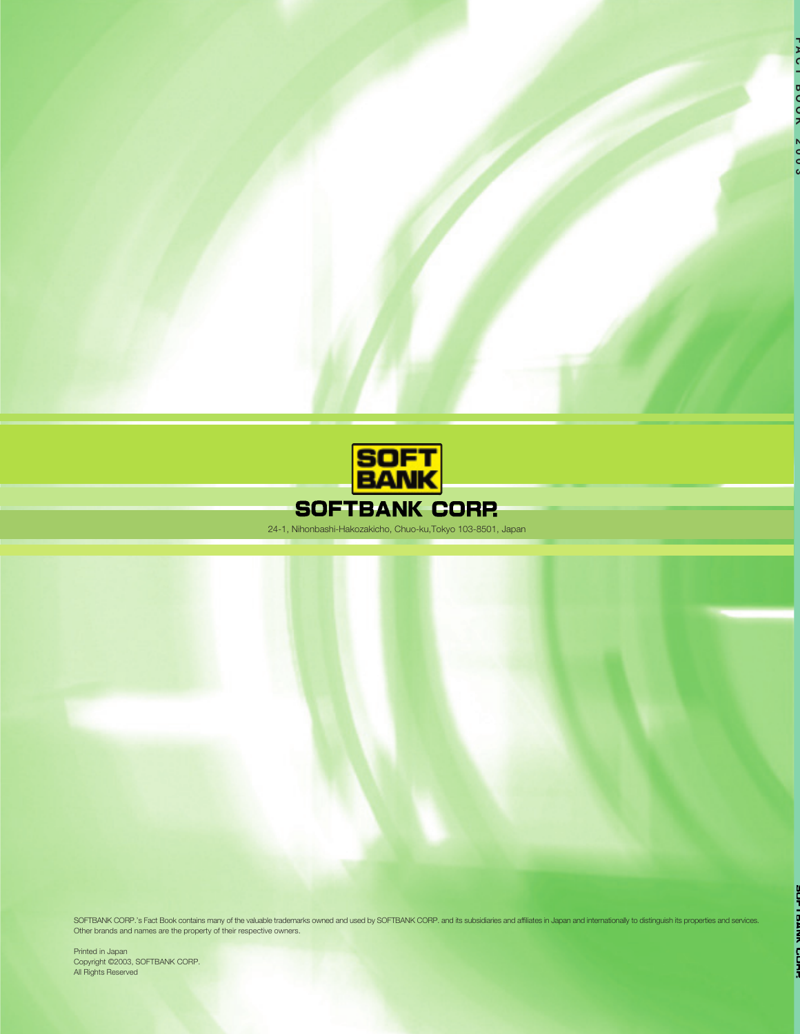SOFTBANK
SOFTBANK CORP.

24-1, Nihonbashi-Hakozakicho, Chuo-ku,Tokyo 103-8501, Japan

SOFTBANK CORP.'s Fact Book contains many of the valuable trademarks owned and used by SOFTBANK CORP. and its subsidiaries and affiliates in Japan and internationally to distinguish its properties and services. Other brands and names are the property of their respective owners.

Printed in Japan
Copyright ©2003, SOFTBANK CORP.
All Rights Reserved